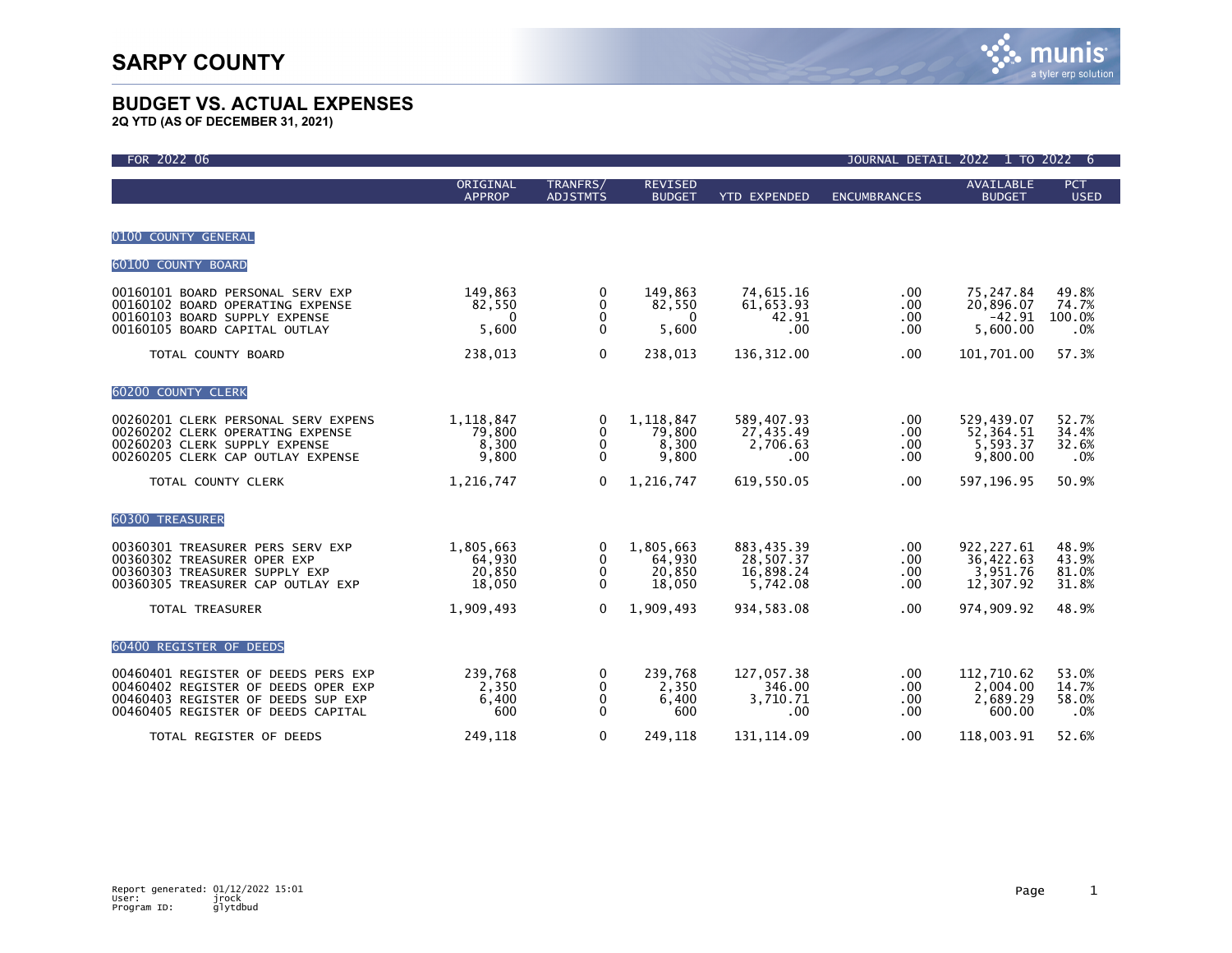# SARPY COUNTY

## BUDGET VS. ACTUAL EXPENSES

**2Q YTD (AS OF DECEMBER 31, 2021)**

FOR 2022 06 — JOURNAL DETAIL 2022 1 TO 2022 6

| | ORIGINAL APPROP | TRANFRS/ ADJSTMTS | REVISED BUDGET | YTD EXPENDED | ENCUMBRANCES | AVAILABLE BUDGET | PCT USED |
|---|---|---|---|---|---|---|---|
| **0100 COUNTY GENERAL** | | | | | | | |
| **60100 COUNTY BOARD** | | | | | | | |
| 00160101 BOARD PERSONAL SERV EXP | 149,863 | 0 | 149,863 | 74,615.16 | .00 | 75,247.84 | 49.8% |
| 00160102 BOARD OPERATING EXPENSE | 82,550 | 0 | 82,550 | 61,653.93 | .00 | 20,896.07 | 74.7% |
| 00160103 BOARD SUPPLY EXPENSE | 0 | 0 | 0 | 42.91 | .00 | -42.91 | 100.0% |
| 00160105 BOARD CAPITAL OUTLAY | 5,600 | 0 | 5,600 | .00 | .00 | 5,600.00 | .0% |
| TOTAL COUNTY BOARD | 238,013 | 0 | 238,013 | 136,312.00 | .00 | 101,701.00 | 57.3% |
| **60200 COUNTY CLERK** | | | | | | | |
| 00260201 CLERK PERSONAL SERV EXPENS | 1,118,847 | 0 | 1,118,847 | 589,407.93 | .00 | 529,439.07 | 52.7% |
| 00260202 CLERK OPERATING EXPENSE | 79,800 | 0 | 79,800 | 27,435.49 | .00 | 52,364.51 | 34.4% |
| 00260203 CLERK SUPPLY EXPENSE | 8,300 | 0 | 8,300 | 2,706.63 | .00 | 5,593.37 | 32.6% |
| 00260205 CLERK CAP OUTLAY EXPENSE | 9,800 | 0 | 9,800 | .00 | .00 | 9,800.00 | .0% |
| TOTAL COUNTY CLERK | 1,216,747 | 0 | 1,216,747 | 619,550.05 | .00 | 597,196.95 | 50.9% |
| **60300 TREASURER** | | | | | | | |
| 00360301 TREASURER PERS SERV EXP | 1,805,663 | 0 | 1,805,663 | 883,435.39 | .00 | 922,227.61 | 48.9% |
| 00360302 TREASURER OPER EXP | 64,930 | 0 | 64,930 | 28,507.37 | .00 | 36,422.63 | 43.9% |
| 00360303 TREASURER SUPPLY EXP | 20,850 | 0 | 20,850 | 16,898.24 | .00 | 3,951.76 | 81.0% |
| 00360305 TREASURER CAP OUTLAY EXP | 18,050 | 0 | 18,050 | 5,742.08 | .00 | 12,307.92 | 31.8% |
| TOTAL TREASURER | 1,909,493 | 0 | 1,909,493 | 934,583.08 | .00 | 974,909.92 | 48.9% |
| **60400 REGISTER OF DEEDS** | | | | | | | |
| 00460401 REGISTER OF DEEDS PERS EXP | 239,768 | 0 | 239,768 | 127,057.38 | .00 | 112,710.62 | 53.0% |
| 00460402 REGISTER OF DEEDS OPER EXP | 2,350 | 0 | 2,350 | 346.00 | .00 | 2,004.00 | 14.7% |
| 00460403 REGISTER OF DEEDS SUP EXP | 6,400 | 0 | 6,400 | 3,710.71 | .00 | 2,689.29 | 58.0% |
| 00460405 REGISTER OF DEEDS CAPITAL | 600 | 0 | 600 | .00 | .00 | 600.00 | .0% |
| TOTAL REGISTER OF DEEDS | 249,118 | 0 | 249,118 | 131,114.09 | .00 | 118,003.91 | 52.6% |

Report generated: 01/12/2022 15:01
User: jrock
Program ID: glytdbud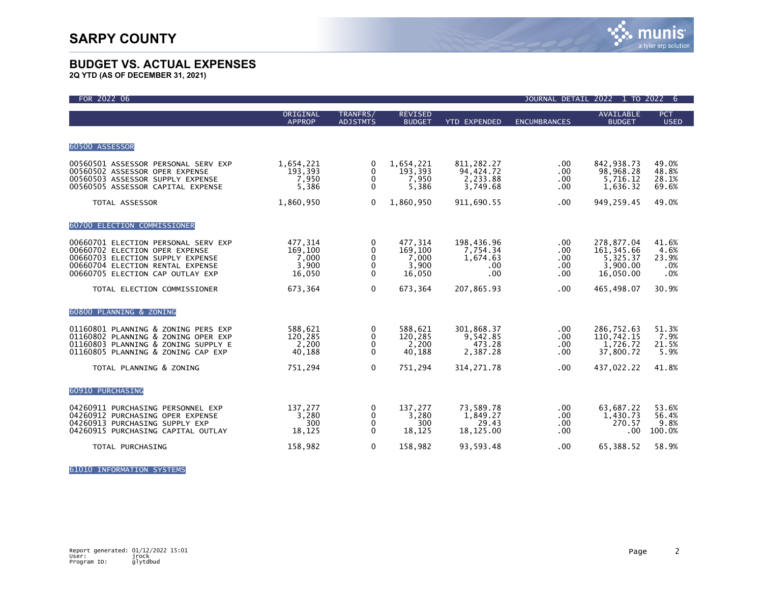# SARPY COUNTY

## BUDGET VS. ACTUAL EXPENSES

**2Q YTD (AS OF DECEMBER 31, 2021)**

FOR 2022 06 | JOURNAL DETAIL 2022 1 TO 2022 6

| | ORIGINAL APPROP | TRANFRS/ ADJSTMTS | REVISED BUDGET | YTD EXPENDED | ENCUMBRANCES | AVAILABLE BUDGET | PCT USED |
|---|---|---|---|---|---|---|---|
| **60500 ASSESSOR** | | | | | | | |
| 00560501 ASSESSOR PERSONAL SERV EXP | 1,654,221 | 0 | 1,654,221 | 811,282.27 | .00 | 842,938.73 | 49.0% |
| 00560502 ASSESSOR OPER EXPENSE | 193,393 | 0 | 193,393 | 94,424.72 | .00 | 98,968.28 | 48.8% |
| 00560503 ASSESSOR SUPPLY EXPENSE | 7,950 | 0 | 7,950 | 2,233.88 | .00 | 5,716.12 | 28.1% |
| 00560505 ASSESSOR CAPITAL EXPENSE | 5,386 | 0 | 5,386 | 3,749.68 | .00 | 1,636.32 | 69.6% |
| TOTAL ASSESSOR | 1,860,950 | 0 | 1,860,950 | 911,690.55 | .00 | 949,259.45 | 49.0% |
| **60700 ELECTION COMMISSIONER** | | | | | | | |
| 00660701 ELECTION PERSONAL SERV EXP | 477,314 | 0 | 477,314 | 198,436.96 | .00 | 278,877.04 | 41.6% |
| 00660702 ELECTION OPER EXPENSE | 169,100 | 0 | 169,100 | 7,754.34 | .00 | 161,345.66 | 4.6% |
| 00660703 ELECTION SUPPLY EXPENSE | 7,000 | 0 | 7,000 | 1,674.63 | .00 | 5,325.37 | 23.9% |
| 00660704 ELECTION RENTAL EXPENSE | 3,900 | 0 | 3,900 | .00 | .00 | 3,900.00 | .0% |
| 00660705 ELECTION CAP OUTLAY EXP | 16,050 | 0 | 16,050 | .00 | .00 | 16,050.00 | .0% |
| TOTAL ELECTION COMMISSIONER | 673,364 | 0 | 673,364 | 207,865.93 | .00 | 465,498.07 | 30.9% |
| **60800 PLANNING & ZONING** | | | | | | | |
| 01160801 PLANNING & ZONING PERS EXP | 588,621 | 0 | 588,621 | 301,868.37 | .00 | 286,752.63 | 51.3% |
| 01160802 PLANNING & ZONING OPER EXP | 120,285 | 0 | 120,285 | 9,542.85 | .00 | 110,742.15 | 7.9% |
| 01160803 PLANNING & ZONING SUPPLY E | 2,200 | 0 | 2,200 | 473.28 | .00 | 1,726.72 | 21.5% |
| 01160805 PLANNING & ZONING CAP EXP | 40,188 | 0 | 40,188 | 2,387.28 | .00 | 37,800.72 | 5.9% |
| TOTAL PLANNING & ZONING | 751,294 | 0 | 751,294 | 314,271.78 | .00 | 437,022.22 | 41.8% |
| **60910 PURCHASING** | | | | | | | |
| 04260911 PURCHASING PERSONNEL EXP | 137,277 | 0 | 137,277 | 73,589.78 | .00 | 63,687.22 | 53.6% |
| 04260912 PURCHASING OPER EXPENSE | 3,280 | 0 | 3,280 | 1,849.27 | .00 | 1,430.73 | 56.4% |
| 04260913 PURCHASING SUPPLY EXP | 300 | 0 | 300 | 29.43 | .00 | 270.57 | 9.8% |
| 04260915 PURCHASING CAPITAL OUTLAY | 18,125 | 0 | 18,125 | 18,125.00 | .00 | .00 | 100.0% |
| TOTAL PURCHASING | 158,982 | 0 | 158,982 | 93,593.48 | .00 | 65,388.52 | 58.9% |
| **61010 INFORMATION SYSTEMS** | | | | | | | |

Report generated: 01/12/2022 15:01
User: jrock
Program ID: glytdbud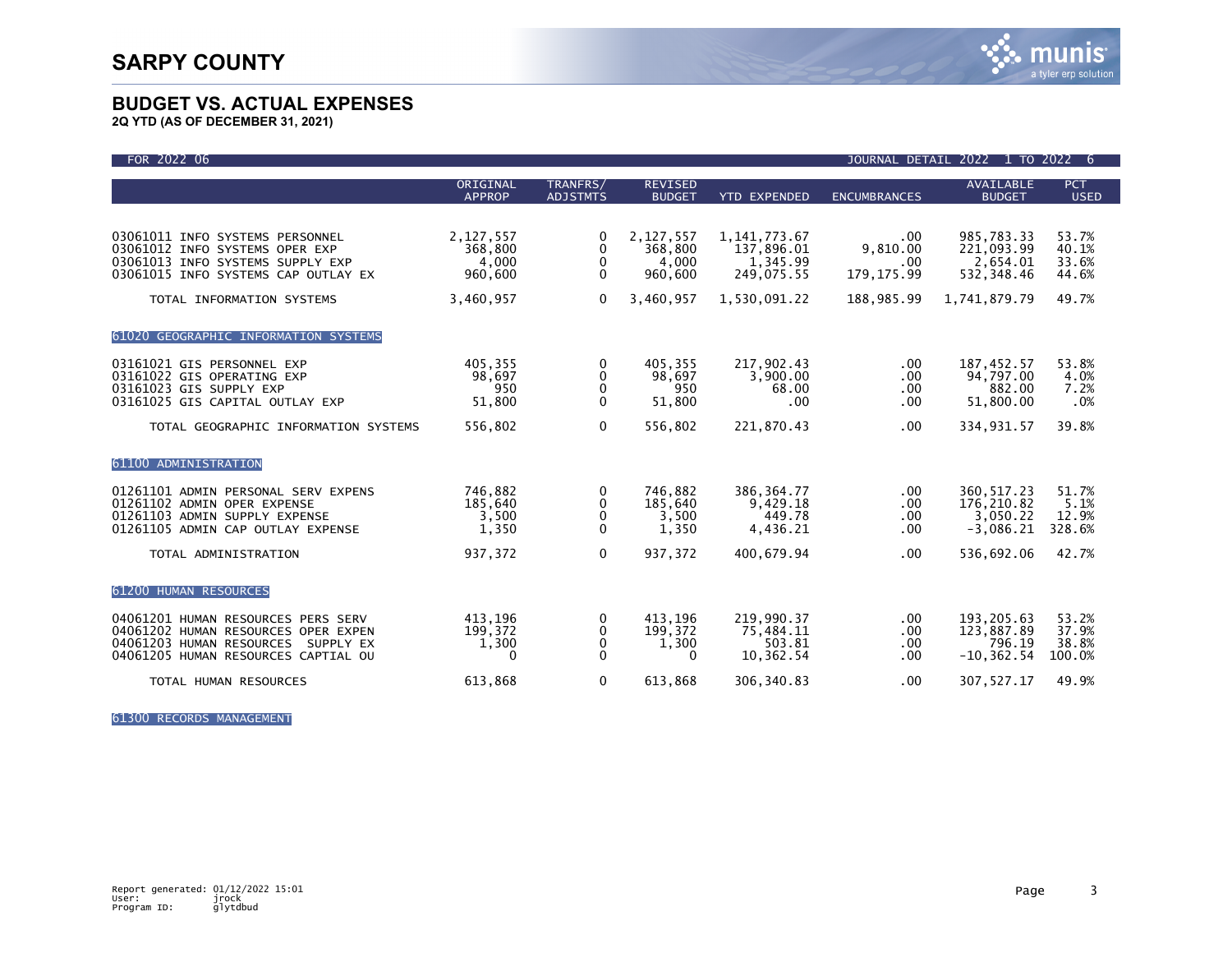# SARPY COUNTY

## BUDGET VS. ACTUAL EXPENSES

**2Q YTD (AS OF DECEMBER 31, 2021)**

FOR 2022 06 — JOURNAL DETAIL 2022 1 TO 2022 6

| | ORIGINAL APPROP | TRANFRS/ ADJSTMTS | REVISED BUDGET | YTD EXPENDED | ENCUMBRANCES | AVAILABLE BUDGET | PCT USED |
|---|---|---|---|---|---|---|---|
| 03061011 INFO SYSTEMS PERSONNEL | 2,127,557 | 0 | 2,127,557 | 1,141,773.67 | .00 | 985,783.33 | 53.7% |
| 03061012 INFO SYSTEMS OPER EXP | 368,800 | 0 | 368,800 | 137,896.01 | 9,810.00 | 221,093.99 | 40.1% |
| 03061013 INFO SYSTEMS SUPPLY EXP | 4,000 | 0 | 4,000 | 1,345.99 | .00 | 2,654.01 | 33.6% |
| 03061015 INFO SYSTEMS CAP OUTLAY EX | 960,600 | 0 | 960,600 | 249,075.55 | 179,175.99 | 532,348.46 | 44.6% |
| TOTAL INFORMATION SYSTEMS | 3,460,957 | 0 | 3,460,957 | 1,530,091.22 | 188,985.99 | 1,741,879.79 | 49.7% |
| **61020 GEOGRAPHIC INFORMATION SYSTEMS** | | | | | | | |
| 03161021 GIS PERSONNEL EXP | 405,355 | 0 | 405,355 | 217,902.43 | .00 | 187,452.57 | 53.8% |
| 03161022 GIS OPERATING EXP | 98,697 | 0 | 98,697 | 3,900.00 | .00 | 94,797.00 | 4.0% |
| 03161023 GIS SUPPLY EXP | 950 | 0 | 950 | 68.00 | .00 | 882.00 | 7.2% |
| 03161025 GIS CAPITAL OUTLAY EXP | 51,800 | 0 | 51,800 | .00 | .00 | 51,800.00 | .0% |
| TOTAL GEOGRAPHIC INFORMATION SYSTEMS | 556,802 | 0 | 556,802 | 221,870.43 | .00 | 334,931.57 | 39.8% |
| **61100 ADMINISTRATION** | | | | | | | |
| 01261101 ADMIN PERSONAL SERV EXPENS | 746,882 | 0 | 746,882 | 386,364.77 | .00 | 360,517.23 | 51.7% |
| 01261102 ADMIN OPER EXPENSE | 185,640 | 0 | 185,640 | 9,429.18 | .00 | 176,210.82 | 5.1% |
| 01261103 ADMIN SUPPLY EXPENSE | 3,500 | 0 | 3,500 | 449.78 | .00 | 3,050.22 | 12.9% |
| 01261105 ADMIN CAP OUTLAY EXPENSE | 1,350 | 0 | 1,350 | 4,436.21 | .00 | -3,086.21 | 328.6% |
| TOTAL ADMINISTRATION | 937,372 | 0 | 937,372 | 400,679.94 | .00 | 536,692.06 | 42.7% |
| **61200 HUMAN RESOURCES** | | | | | | | |
| 04061201 HUMAN RESOURCES PERS SERV | 413,196 | 0 | 413,196 | 219,990.37 | .00 | 193,205.63 | 53.2% |
| 04061202 HUMAN RESOURCES OPER EXPEN | 199,372 | 0 | 199,372 | 75,484.11 | .00 | 123,887.89 | 37.9% |
| 04061203 HUMAN RESOURCES SUPPLY EX | 1,300 | 0 | 1,300 | 503.81 | .00 | 796.19 | 38.8% |
| 04061205 HUMAN RESOURCES CAPTIAL OU | 0 | 0 | 0 | 10,362.54 | .00 | -10,362.54 | 100.0% |
| TOTAL HUMAN RESOURCES | 613,868 | 0 | 613,868 | 306,340.83 | .00 | 307,527.17 | 49.9% |

**61300 RECORDS MANAGEMENT**

Report generated: 01/12/2022 15:01
User: jrock
Program ID: glytdbud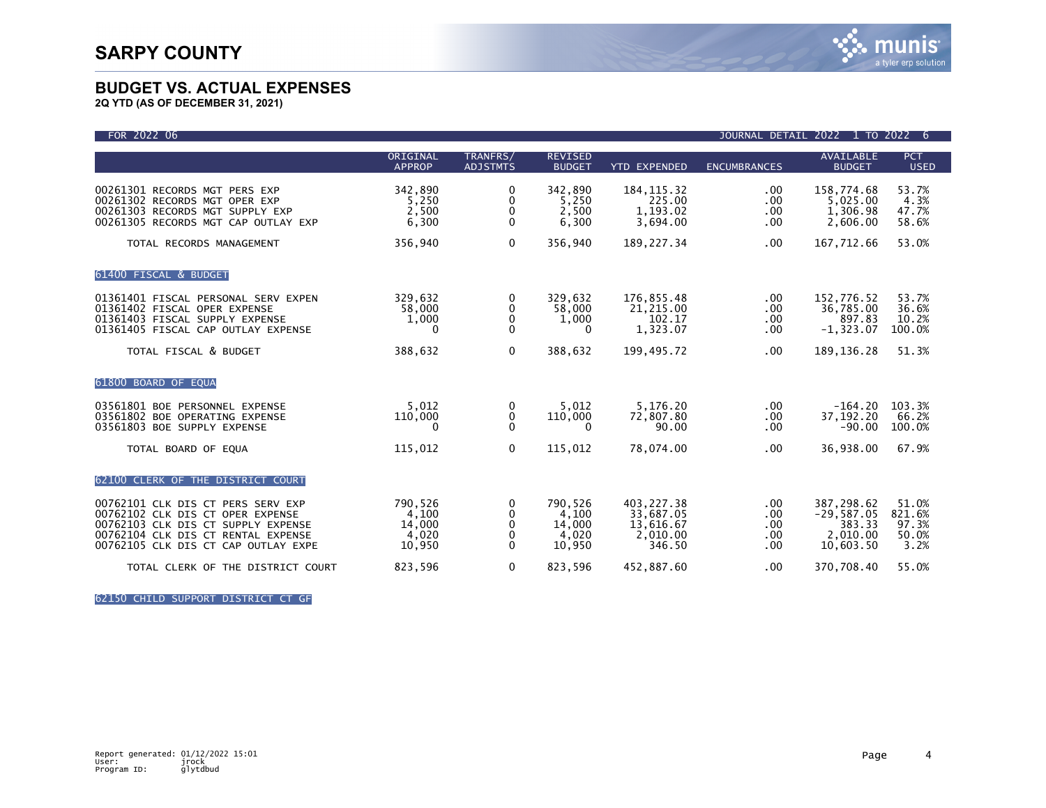# SARPY COUNTY

## BUDGET VS. ACTUAL EXPENSES

**2Q YTD (AS OF DECEMBER 31, 2021)**

FOR 2022 06 — JOURNAL DETAIL 2022 1 TO 2022 6

| | ORIGINAL APPROP | TRANFRS/ ADJSTMTS | REVISED BUDGET | YTD EXPENDED | ENCUMBRANCES | AVAILABLE BUDGET | PCT USED |
|---|---|---|---|---|---|---|---|
| 00261301 RECORDS MGT PERS EXP | 342,890 | 0 | 342,890 | 184,115.32 | .00 | 158,774.68 | 53.7% |
| 00261302 RECORDS MGT OPER EXP | 5,250 | 0 | 5,250 | 225.00 | .00 | 5,025.00 | 4.3% |
| 00261303 RECORDS MGT SUPPLY EXP | 2,500 | 0 | 2,500 | 1,193.02 | .00 | 1,306.98 | 47.7% |
| 00261305 RECORDS MGT CAP OUTLAY EXP | 6,300 | 0 | 6,300 | 3,694.00 | .00 | 2,606.00 | 58.6% |
| TOTAL RECORDS MANAGEMENT | 356,940 | 0 | 356,940 | 189,227.34 | .00 | 167,712.66 | 53.0% |
| **61400 FISCAL & BUDGET** | | | | | | | |
| 01361401 FISCAL PERSONAL SERV EXPEN | 329,632 | 0 | 329,632 | 176,855.48 | .00 | 152,776.52 | 53.7% |
| 01361402 FISCAL OPER EXPENSE | 58,000 | 0 | 58,000 | 21,215.00 | .00 | 36,785.00 | 36.6% |
| 01361403 FISCAL SUPPLY EXPENSE | 1,000 | 0 | 1,000 | 102.17 | .00 | 897.83 | 10.2% |
| 01361405 FISCAL CAP OUTLAY EXPENSE | 0 | 0 | 0 | 1,323.07 | .00 | -1,323.07 | 100.0% |
| TOTAL FISCAL & BUDGET | 388,632 | 0 | 388,632 | 199,495.72 | .00 | 189,136.28 | 51.3% |
| **61800 BOARD OF EQUA** | | | | | | | |
| 03561801 BOE PERSONNEL EXPENSE | 5,012 | 0 | 5,012 | 5,176.20 | .00 | -164.20 | 103.3% |
| 03561802 BOE OPERATING EXPENSE | 110,000 | 0 | 110,000 | 72,807.80 | .00 | 37,192.20 | 66.2% |
| 03561803 BOE SUPPLY EXPENSE | 0 | 0 | 0 | 90.00 | .00 | -90.00 | 100.0% |
| TOTAL BOARD OF EQUA | 115,012 | 0 | 115,012 | 78,074.00 | .00 | 36,938.00 | 67.9% |
| **62100 CLERK OF THE DISTRICT COURT** | | | | | | | |
| 00762101 CLK DIS CT PERS SERV EXP | 790,526 | 0 | 790,526 | 403,227.38 | .00 | 387,298.62 | 51.0% |
| 00762102 CLK DIS CT OPER EXPENSE | 4,100 | 0 | 4,100 | 33,687.05 | .00 | -29,587.05 | 821.6% |
| 00762103 CLK DIS CT SUPPLY EXPENSE | 14,000 | 0 | 14,000 | 13,616.67 | .00 | 383.33 | 97.3% |
| 00762104 CLK DIS CT RENTAL EXPENSE | 4,020 | 0 | 4,020 | 2,010.00 | .00 | 2,010.00 | 50.0% |
| 00762105 CLK DIS CT CAP OUTLAY EXPE | 10,950 | 0 | 10,950 | 346.50 | .00 | 10,603.50 | 3.2% |
| TOTAL CLERK OF THE DISTRICT COURT | 823,596 | 0 | 823,596 | 452,887.60 | .00 | 370,708.40 | 55.0% |
| **62150 CHILD SUPPORT DISTRICT CT GF** | | | | | | | |

Report generated: 01/12/2022 15:01
User: jrock
Program ID: glytdbud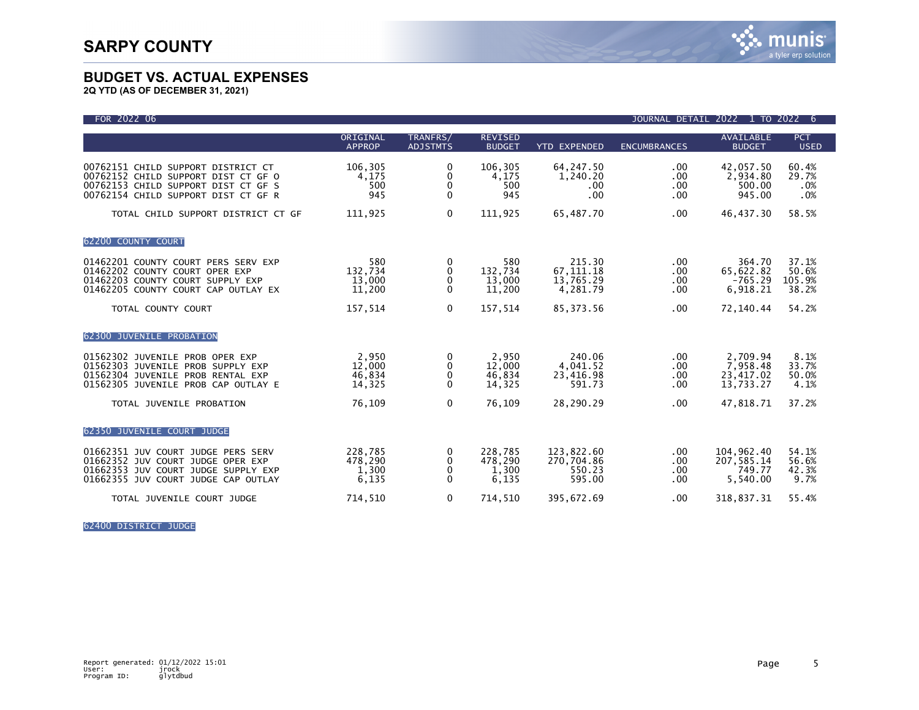# SARPY COUNTY

## BUDGET VS. ACTUAL EXPENSES

**2Q YTD (AS OF DECEMBER 31, 2021)**

FOR 2022 06 — JOURNAL DETAIL 2022 1 TO 2022 6

| | ORIGINAL APPROP | TRANFRS/ ADJSTMTS | REVISED BUDGET | YTD EXPENDED | ENCUMBRANCES | AVAILABLE BUDGET | PCT USED |
|---|---|---|---|---|---|---|---|
| 00762151 CHILD SUPPORT DISTRICT CT | 106,305 | 0 | 106,305 | 64,247.50 | .00 | 42,057.50 | 60.4% |
| 00762152 CHILD SUPPORT DIST CT GF O | 4,175 | 0 | 4,175 | 1,240.20 | .00 | 2,934.80 | 29.7% |
| 00762153 CHILD SUPPORT DIST CT GF S | 500 | 0 | 500 | .00 | .00 | 500.00 | .0% |
| 00762154 CHILD SUPPORT DIST CT GF R | 945 | 0 | 945 | .00 | .00 | 945.00 | .0% |
| TOTAL CHILD SUPPORT DISTRICT CT GF | 111,925 | 0 | 111,925 | 65,487.70 | .00 | 46,437.30 | 58.5% |
| **62200 COUNTY COURT** | | | | | | | |
| 01462201 COUNTY COURT PERS SERV EXP | 580 | 0 | 580 | 215.30 | .00 | 364.70 | 37.1% |
| 01462202 COUNTY COURT OPER EXP | 132,734 | 0 | 132,734 | 67,111.18 | .00 | 65,622.82 | 50.6% |
| 01462203 COUNTY COURT SUPPLY EXP | 13,000 | 0 | 13,000 | 13,765.29 | .00 | -765.29 | 105.9% |
| 01462205 COUNTY COURT CAP OUTLAY EX | 11,200 | 0 | 11,200 | 4,281.79 | .00 | 6,918.21 | 38.2% |
| TOTAL COUNTY COURT | 157,514 | 0 | 157,514 | 85,373.56 | .00 | 72,140.44 | 54.2% |
| **62300 JUVENILE PROBATION** | | | | | | | |
| 01562302 JUVENILE PROB OPER EXP | 2,950 | 0 | 2,950 | 240.06 | .00 | 2,709.94 | 8.1% |
| 01562303 JUVENILE PROB SUPPLY EXP | 12,000 | 0 | 12,000 | 4,041.52 | .00 | 7,958.48 | 33.7% |
| 01562304 JUVENILE PROB RENTAL EXP | 46,834 | 0 | 46,834 | 23,416.98 | .00 | 23,417.02 | 50.0% |
| 01562305 JUVENILE PROB CAP OUTLAY E | 14,325 | 0 | 14,325 | 591.73 | .00 | 13,733.27 | 4.1% |
| TOTAL JUVENILE PROBATION | 76,109 | 0 | 76,109 | 28,290.29 | .00 | 47,818.71 | 37.2% |
| **62350 JUVENILE COURT JUDGE** | | | | | | | |
| 01662351 JUV COURT JUDGE PERS SERV | 228,785 | 0 | 228,785 | 123,822.60 | .00 | 104,962.40 | 54.1% |
| 01662352 JUV COURT JUDGE OPER EXP | 478,290 | 0 | 478,290 | 270,704.86 | .00 | 207,585.14 | 56.6% |
| 01662353 JUV COURT JUDGE SUPPLY EXP | 1,300 | 0 | 1,300 | 550.23 | .00 | 749.77 | 42.3% |
| 01662355 JUV COURT JUDGE CAP OUTLAY | 6,135 | 0 | 6,135 | 595.00 | .00 | 5,540.00 | 9.7% |
| TOTAL JUVENILE COURT JUDGE | 714,510 | 0 | 714,510 | 395,672.69 | .00 | 318,837.31 | 55.4% |
| **62400 DISTRICT JUDGE** | | | | | | | |

Report generated: 01/12/2022 15:01
User: jrock
Program ID: glytdbud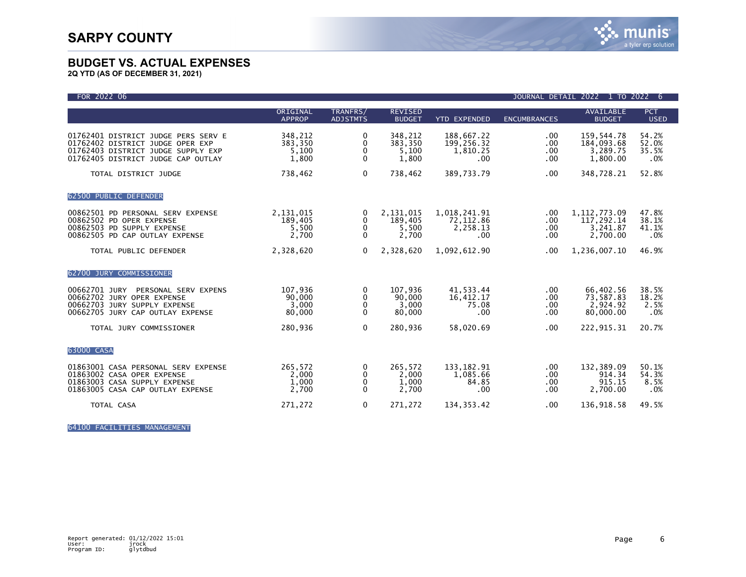# SARPY COUNTY

## BUDGET VS. ACTUAL EXPENSES

**2Q YTD (AS OF DECEMBER 31, 2021)**

FOR 2022 06 — JOURNAL DETAIL 2022 1 TO 2022 6

| | ORIGINAL APPROP | TRANFRS/ ADJSTMTS | REVISED BUDGET | YTD EXPENDED | ENCUMBRANCES | AVAILABLE BUDGET | PCT USED |
|---|---|---|---|---|---|---|---|
| 01762401 DISTRICT JUDGE PERS SERV E | 348,212 | 0 | 348,212 | 188,667.22 | .00 | 159,544.78 | 54.2% |
| 01762402 DISTRICT JUDGE OPER EXP | 383,350 | 0 | 383,350 | 199,256.32 | .00 | 184,093.68 | 52.0% |
| 01762403 DISTRICT JUDGE SUPPLY EXP | 5,100 | 0 | 5,100 | 1,810.25 | .00 | 3,289.75 | 35.5% |
| 01762405 DISTRICT JUDGE CAP OUTLAY | 1,800 | 0 | 1,800 | .00 | .00 | 1,800.00 | .0% |
| TOTAL DISTRICT JUDGE | 738,462 | 0 | 738,462 | 389,733.79 | .00 | 348,728.21 | 52.8% |
| **62500 PUBLIC DEFENDER** | | | | | | | |
| 00862501 PD PERSONAL SERV EXPENSE | 2,131,015 | 0 | 2,131,015 | 1,018,241.91 | .00 | 1,112,773.09 | 47.8% |
| 00862502 PD OPER EXPENSE | 189,405 | 0 | 189,405 | 72,112.86 | .00 | 117,292.14 | 38.1% |
| 00862503 PD SUPPLY EXPENSE | 5,500 | 0 | 5,500 | 2,258.13 | .00 | 3,241.87 | 41.1% |
| 00862505 PD CAP OUTLAY EXPENSE | 2,700 | 0 | 2,700 | .00 | .00 | 2,700.00 | .0% |
| TOTAL PUBLIC DEFENDER | 2,328,620 | 0 | 2,328,620 | 1,092,612.90 | .00 | 1,236,007.10 | 46.9% |
| **62700 JURY COMMISSIONER** | | | | | | | |
| 00662701 JURY PERSONAL SERV EXPENS | 107,936 | 0 | 107,936 | 41,533.44 | .00 | 66,402.56 | 38.5% |
| 00662702 JURY OPER EXPENSE | 90,000 | 0 | 90,000 | 16,412.17 | .00 | 73,587.83 | 18.2% |
| 00662703 JURY SUPPLY EXPENSE | 3,000 | 0 | 3,000 | 75.08 | .00 | 2,924.92 | 2.5% |
| 00662705 JURY CAP OUTLAY EXPENSE | 80,000 | 0 | 80,000 | .00 | .00 | 80,000.00 | .0% |
| TOTAL JURY COMMISSIONER | 280,936 | 0 | 280,936 | 58,020.69 | .00 | 222,915.31 | 20.7% |
| **63000 CASA** | | | | | | | |
| 01863001 CASA PERSONAL SERV EXPENSE | 265,572 | 0 | 265,572 | 133,182.91 | .00 | 132,389.09 | 50.1% |
| 01863002 CASA OPER EXPENSE | 2,000 | 0 | 2,000 | 1,085.66 | .00 | 914.34 | 54.3% |
| 01863003 CASA SUPPLY EXPENSE | 1,000 | 0 | 1,000 | 84.85 | .00 | 915.15 | 8.5% |
| 01863005 CASA CAP OUTLAY EXPENSE | 2,700 | 0 | 2,700 | .00 | .00 | 2,700.00 | .0% |
| TOTAL CASA | 271,272 | 0 | 271,272 | 134,353.42 | .00 | 136,918.58 | 49.5% |
| **64100 FACILITIES MANAGEMENT** | | | | | | | |

Report generated: 01/12/2022 15:01
User: jrock
Program ID: glytdbud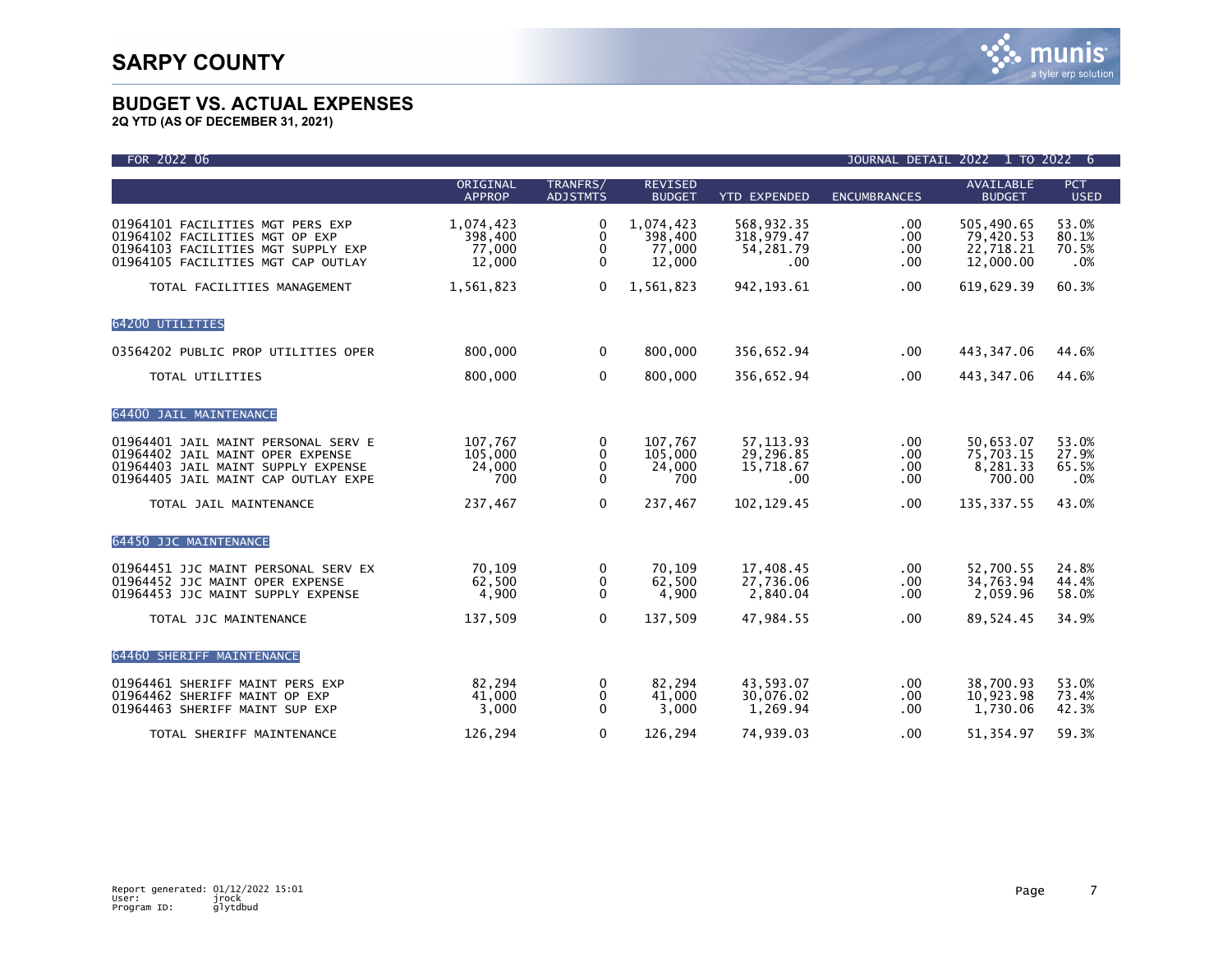# SARPY COUNTY

## BUDGET VS. ACTUAL EXPENSES

**2Q YTD (AS OF DECEMBER 31, 2021)**

FOR 2022 06 — JOURNAL DETAIL 2022 1 TO 2022 6

| | ORIGINAL APPROP | TRANFRS/ ADJSTMTS | REVISED BUDGET | YTD EXPENDED | ENCUMBRANCES | AVAILABLE BUDGET | PCT USED |
|---|---|---|---|---|---|---|---|
| 01964101 FACILITIES MGT PERS EXP | 1,074,423 | 0 | 1,074,423 | 568,932.35 | .00 | 505,490.65 | 53.0% |
| 01964102 FACILITIES MGT OP EXP | 398,400 | 0 | 398,400 | 318,979.47 | .00 | 79,420.53 | 80.1% |
| 01964103 FACILITIES MGT SUPPLY EXP | 77,000 | 0 | 77,000 | 54,281.79 | .00 | 22,718.21 | 70.5% |
| 01964105 FACILITIES MGT CAP OUTLAY | 12,000 | 0 | 12,000 | .00 | .00 | 12,000.00 | .0% |
| TOTAL FACILITIES MANAGEMENT | 1,561,823 | 0 | 1,561,823 | 942,193.61 | .00 | 619,629.39 | 60.3% |
| **64200 UTILITIES** | | | | | | | |
| 03564202 PUBLIC PROP UTILITIES OPER | 800,000 | 0 | 800,000 | 356,652.94 | .00 | 443,347.06 | 44.6% |
| TOTAL UTILITIES | 800,000 | 0 | 800,000 | 356,652.94 | .00 | 443,347.06 | 44.6% |
| **64400 JAIL MAINTENANCE** | | | | | | | |
| 01964401 JAIL MAINT PERSONAL SERV E | 107,767 | 0 | 107,767 | 57,113.93 | .00 | 50,653.07 | 53.0% |
| 01964402 JAIL MAINT OPER EXPENSE | 105,000 | 0 | 105,000 | 29,296.85 | .00 | 75,703.15 | 27.9% |
| 01964403 JAIL MAINT SUPPLY EXPENSE | 24,000 | 0 | 24,000 | 15,718.67 | .00 | 8,281.33 | 65.5% |
| 01964405 JAIL MAINT CAP OUTLAY EXPE | 700 | 0 | 700 | .00 | .00 | 700.00 | .0% |
| TOTAL JAIL MAINTENANCE | 237,467 | 0 | 237,467 | 102,129.45 | .00 | 135,337.55 | 43.0% |
| **64450 JJC MAINTENANCE** | | | | | | | |
| 01964451 JJC MAINT PERSONAL SERV EX | 70,109 | 0 | 70,109 | 17,408.45 | .00 | 52,700.55 | 24.8% |
| 01964452 JJC MAINT OPER EXPENSE | 62,500 | 0 | 62,500 | 27,736.06 | .00 | 34,763.94 | 44.4% |
| 01964453 JJC MAINT SUPPLY EXPENSE | 4,900 | 0 | 4,900 | 2,840.04 | .00 | 2,059.96 | 58.0% |
| TOTAL JJC MAINTENANCE | 137,509 | 0 | 137,509 | 47,984.55 | .00 | 89,524.45 | 34.9% |
| **64460 SHERIFF MAINTENANCE** | | | | | | | |
| 01964461 SHERIFF MAINT PERS EXP | 82,294 | 0 | 82,294 | 43,593.07 | .00 | 38,700.93 | 53.0% |
| 01964462 SHERIFF MAINT OP EXP | 41,000 | 0 | 41,000 | 30,076.02 | .00 | 10,923.98 | 73.4% |
| 01964463 SHERIFF MAINT SUP EXP | 3,000 | 0 | 3,000 | 1,269.94 | .00 | 1,730.06 | 42.3% |
| TOTAL SHERIFF MAINTENANCE | 126,294 | 0 | 126,294 | 74,939.03 | .00 | 51,354.97 | 59.3% |

Report generated: 01/12/2022 15:01
User: jrock
Program ID: glytdbud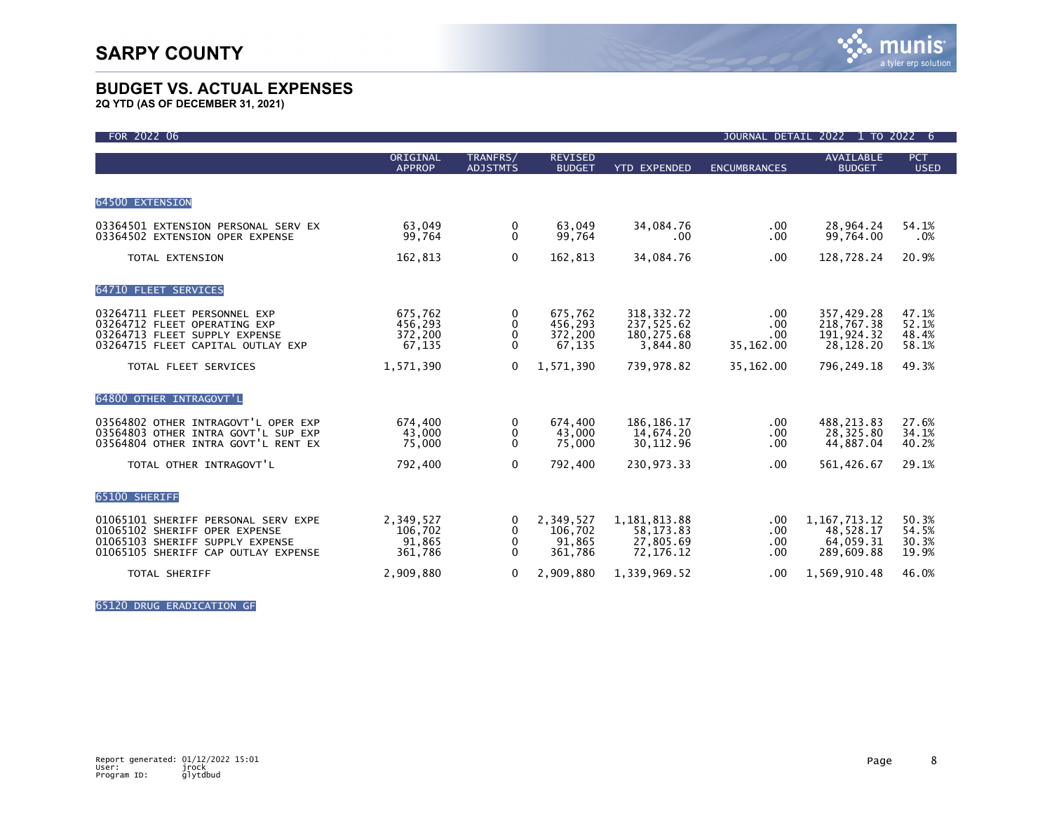# SARPY COUNTY

## BUDGET VS. ACTUAL EXPENSES

**2Q YTD (AS OF DECEMBER 31, 2021)**

FOR 2022 06 — JOURNAL DETAIL 2022 1 TO 2022 6

| | ORIGINAL APPROP | TRANFRS/ ADJSTMTS | REVISED BUDGET | YTD EXPENDED | ENCUMBRANCES | AVAILABLE BUDGET | PCT USED |
|---|---|---|---|---|---|---|---|
| **64500 EXTENSION** | | | | | | | |
| 03364501 EXTENSION PERSONAL SERV EX | 63,049 | 0 | 63,049 | 34,084.76 | .00 | 28,964.24 | 54.1% |
| 03364502 EXTENSION OPER EXPENSE | 99,764 | 0 | 99,764 | .00 | .00 | 99,764.00 | .0% |
| TOTAL EXTENSION | 162,813 | 0 | 162,813 | 34,084.76 | .00 | 128,728.24 | 20.9% |
| **64710 FLEET SERVICES** | | | | | | | |
| 03264711 FLEET PERSONNEL EXP | 675,762 | 0 | 675,762 | 318,332.72 | .00 | 357,429.28 | 47.1% |
| 03264712 FLEET OPERATING EXP | 456,293 | 0 | 456,293 | 237,525.62 | .00 | 218,767.38 | 52.1% |
| 03264713 FLEET SUPPLY EXPENSE | 372,200 | 0 | 372,200 | 180,275.68 | .00 | 191,924.32 | 48.4% |
| 03264715 FLEET CAPITAL OUTLAY EXP | 67,135 | 0 | 67,135 | 3,844.80 | 35,162.00 | 28,128.20 | 58.1% |
| TOTAL FLEET SERVICES | 1,571,390 | 0 | 1,571,390 | 739,978.82 | 35,162.00 | 796,249.18 | 49.3% |
| **64800 OTHER INTRAGOVT'L** | | | | | | | |
| 03564802 OTHER INTRAGOVT'L OPER EXP | 674,400 | 0 | 674,400 | 186,186.17 | .00 | 488,213.83 | 27.6% |
| 03564803 OTHER INTRA GOVT'L SUP EXP | 43,000 | 0 | 43,000 | 14,674.20 | .00 | 28,325.80 | 34.1% |
| 03564804 OTHER INTRA GOVT'L RENT EX | 75,000 | 0 | 75,000 | 30,112.96 | .00 | 44,887.04 | 40.2% |
| TOTAL OTHER INTRAGOVT'L | 792,400 | 0 | 792,400 | 230,973.33 | .00 | 561,426.67 | 29.1% |
| **65100 SHERIFF** | | | | | | | |
| 01065101 SHERIFF PERSONAL SERV EXPE | 2,349,527 | 0 | 2,349,527 | 1,181,813.88 | .00 | 1,167,713.12 | 50.3% |
| 01065102 SHERIFF OPER EXPENSE | 106,702 | 0 | 106,702 | 58,173.83 | .00 | 48,528.17 | 54.5% |
| 01065103 SHERIFF SUPPLY EXPENSE | 91,865 | 0 | 91,865 | 27,805.69 | .00 | 64,059.31 | 30.3% |
| 01065105 SHERIFF CAP OUTLAY EXPENSE | 361,786 | 0 | 361,786 | 72,176.12 | .00 | 289,609.88 | 19.9% |
| TOTAL SHERIFF | 2,909,880 | 0 | 2,909,880 | 1,339,969.52 | .00 | 1,569,910.48 | 46.0% |
| **65120 DRUG ERADICATION GF** | | | | | | | |

Report generated: 01/12/2022 15:01
User: jrock
Program ID: glytdbud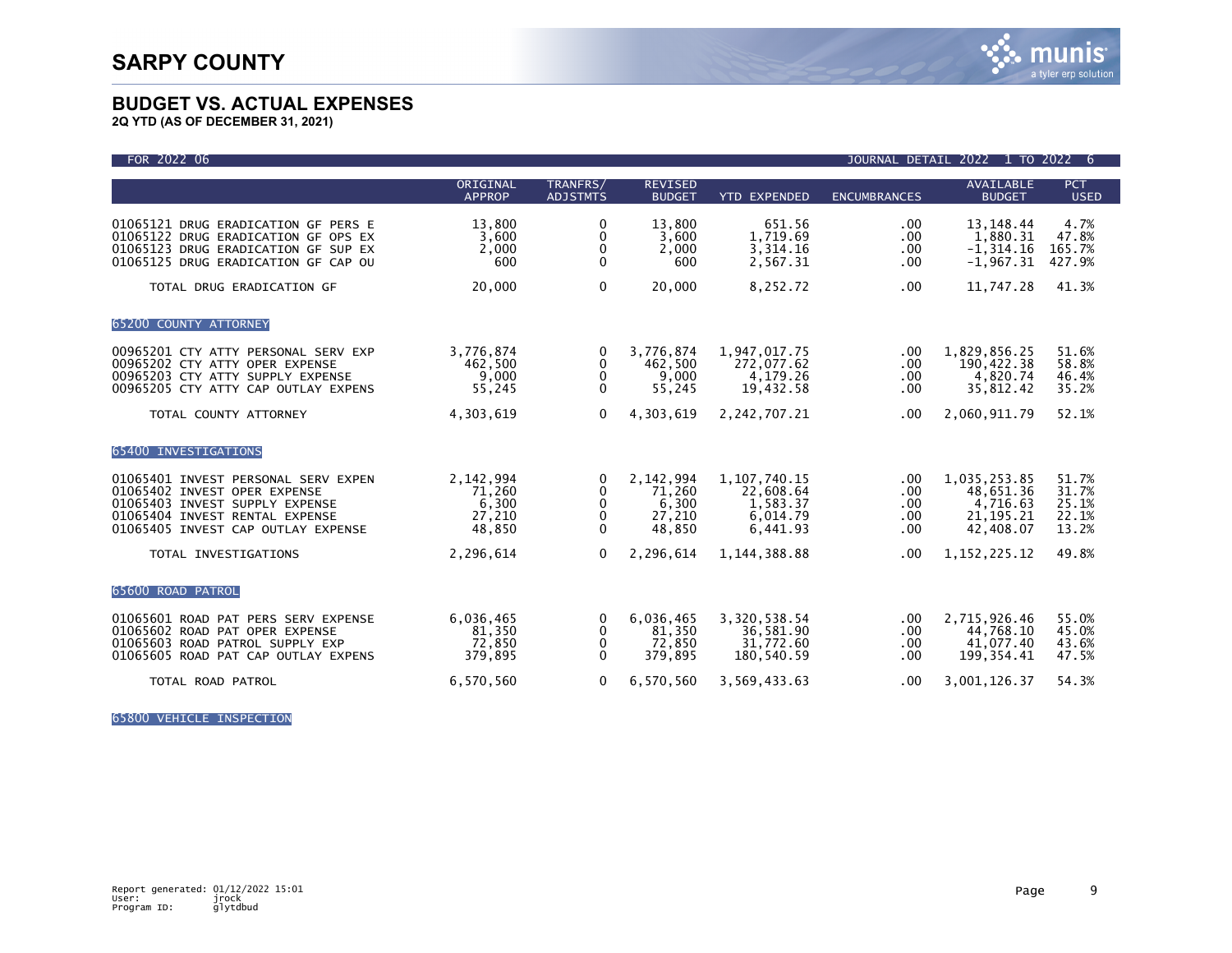# SARPY COUNTY

## BUDGET VS. ACTUAL EXPENSES

**2Q YTD (AS OF DECEMBER 31, 2021)**

FOR 2022 06 — JOURNAL DETAIL 2022 1 TO 2022 6

| | ORIGINAL APPROP | TRANFRS/ ADJSTMTS | REVISED BUDGET | YTD EXPENDED | ENCUMBRANCES | AVAILABLE BUDGET | PCT USED |
|---|---|---|---|---|---|---|---|
| 01065121 DRUG ERADICATION GF PERS E | 13,800 | 0 | 13,800 | 651.56 | .00 | 13,148.44 | 4.7% |
| 01065122 DRUG ERADICATION GF OPS EX | 3,600 | 0 | 3,600 | 1,719.69 | .00 | 1,880.31 | 47.8% |
| 01065123 DRUG ERADICATION GF SUP EX | 2,000 | 0 | 2,000 | 3,314.16 | .00 | -1,314.16 | 165.7% |
| 01065125 DRUG ERADICATION GF CAP OU | 600 | 0 | 600 | 2,567.31 | .00 | -1,967.31 | 427.9% |
| TOTAL DRUG ERADICATION GF | 20,000 | 0 | 20,000 | 8,252.72 | .00 | 11,747.28 | 41.3% |
| **65200 COUNTY ATTORNEY** | | | | | | | |
| 00965201 CTY ATTY PERSONAL SERV EXP | 3,776,874 | 0 | 3,776,874 | 1,947,017.75 | .00 | 1,829,856.25 | 51.6% |
| 00965202 CTY ATTY OPER EXPENSE | 462,500 | 0 | 462,500 | 272,077.62 | .00 | 190,422.38 | 58.8% |
| 00965203 CTY ATTY SUPPLY EXPENSE | 9,000 | 0 | 9,000 | 4,179.26 | .00 | 4,820.74 | 46.4% |
| 00965205 CTY ATTY CAP OUTLAY EXPENS | 55,245 | 0 | 55,245 | 19,432.58 | .00 | 35,812.42 | 35.2% |
| TOTAL COUNTY ATTORNEY | 4,303,619 | 0 | 4,303,619 | 2,242,707.21 | .00 | 2,060,911.79 | 52.1% |
| **65400 INVESTIGATIONS** | | | | | | | |
| 01065401 INVEST PERSONAL SERV EXPEN | 2,142,994 | 0 | 2,142,994 | 1,107,740.15 | .00 | 1,035,253.85 | 51.7% |
| 01065402 INVEST OPER EXPENSE | 71,260 | 0 | 71,260 | 22,608.64 | .00 | 48,651.36 | 31.7% |
| 01065403 INVEST SUPPLY EXPENSE | 6,300 | 0 | 6,300 | 1,583.37 | .00 | 4,716.63 | 25.1% |
| 01065404 INVEST RENTAL EXPENSE | 27,210 | 0 | 27,210 | 6,014.79 | .00 | 21,195.21 | 22.1% |
| 01065405 INVEST CAP OUTLAY EXPENSE | 48,850 | 0 | 48,850 | 6,441.93 | .00 | 42,408.07 | 13.2% |
| TOTAL INVESTIGATIONS | 2,296,614 | 0 | 2,296,614 | 1,144,388.88 | .00 | 1,152,225.12 | 49.8% |
| **65600 ROAD PATROL** | | | | | | | |
| 01065601 ROAD PAT PERS SERV EXPENSE | 6,036,465 | 0 | 6,036,465 | 3,320,538.54 | .00 | 2,715,926.46 | 55.0% |
| 01065602 ROAD PAT OPER EXPENSE | 81,350 | 0 | 81,350 | 36,581.90 | .00 | 44,768.10 | 45.0% |
| 01065603 ROAD PATROL SUPPLY EXP | 72,850 | 0 | 72,850 | 31,772.60 | .00 | 41,077.40 | 43.6% |
| 01065605 ROAD PAT CAP OUTLAY EXPENS | 379,895 | 0 | 379,895 | 180,540.59 | .00 | 199,354.41 | 47.5% |
| TOTAL ROAD PATROL | 6,570,560 | 0 | 6,570,560 | 3,569,433.63 | .00 | 3,001,126.37 | 54.3% |
| **65800 VEHICLE INSPECTION** | | | | | | | |

Report generated: 01/12/2022 15:01
User: jrock
Program ID: glytdbud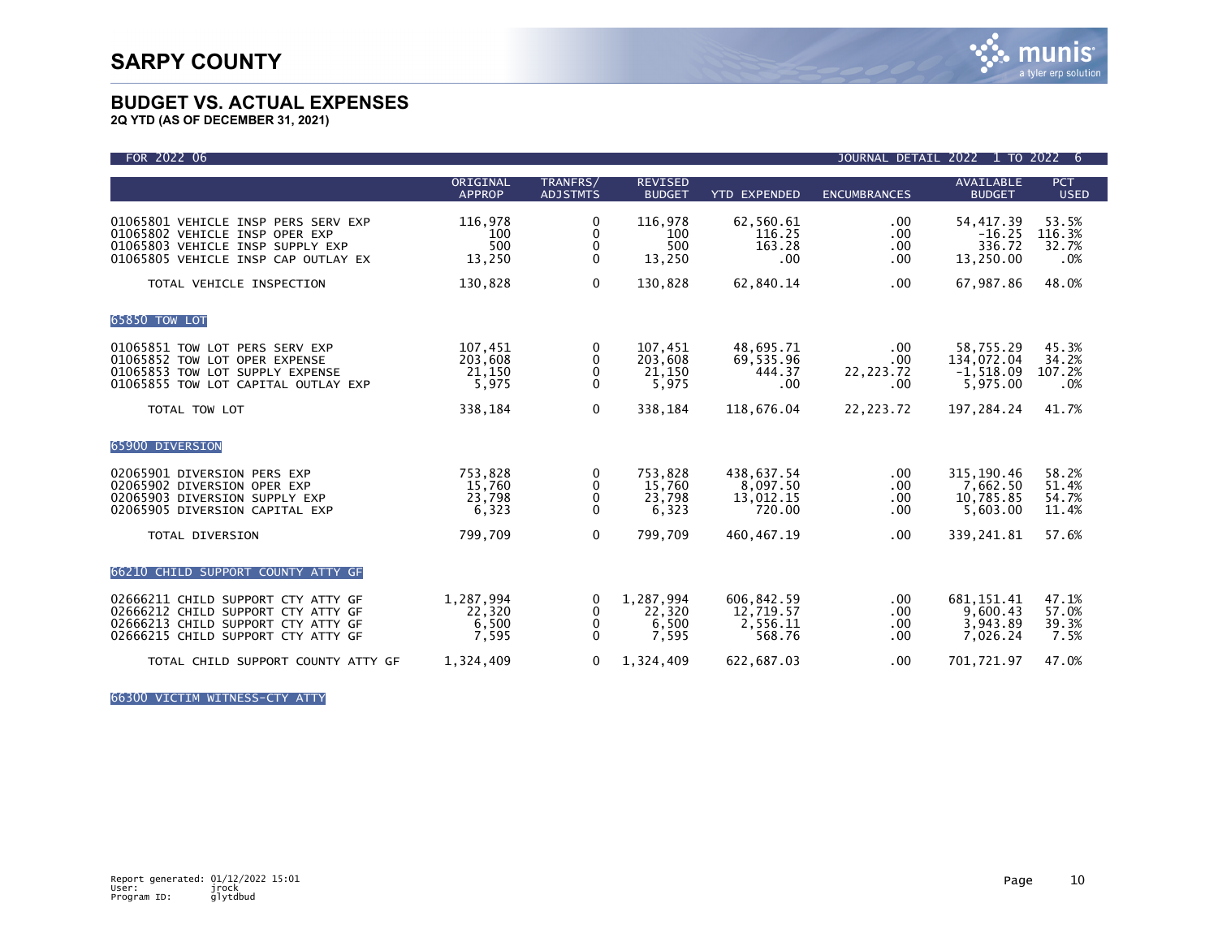# SARPY COUNTY

## BUDGET VS. ACTUAL EXPENSES

**2Q YTD (AS OF DECEMBER 31, 2021)**

FOR 2022 06 — JOURNAL DETAIL 2022 1 TO 2022 6

| | ORIGINAL APPROP | TRANFRS/ ADJSTMTS | REVISED BUDGET | YTD EXPENDED | ENCUMBRANCES | AVAILABLE BUDGET | PCT USED |
|---|---|---|---|---|---|---|---|
| 01065801 VEHICLE INSP PERS SERV EXP | 116,978 | 0 | 116,978 | 62,560.61 | .00 | 54,417.39 | 53.5% |
| 01065802 VEHICLE INSP OPER EXP | 100 | 0 | 100 | 116.25 | .00 | -16.25 | 116.3% |
| 01065803 VEHICLE INSP SUPPLY EXP | 500 | 0 | 500 | 163.28 | .00 | 336.72 | 32.7% |
| 01065805 VEHICLE INSP CAP OUTLAY EX | 13,250 | 0 | 13,250 | .00 | .00 | 13,250.00 | .0% |
| TOTAL VEHICLE INSPECTION | 130,828 | 0 | 130,828 | 62,840.14 | .00 | 67,987.86 | 48.0% |
| **65850 TOW LOT** | | | | | | | |
| 01065851 TOW LOT PERS SERV EXP | 107,451 | 0 | 107,451 | 48,695.71 | .00 | 58,755.29 | 45.3% |
| 01065852 TOW LOT OPER EXPENSE | 203,608 | 0 | 203,608 | 69,535.96 | .00 | 134,072.04 | 34.2% |
| 01065853 TOW LOT SUPPLY EXPENSE | 21,150 | 0 | 21,150 | 444.37 | 22,223.72 | -1,518.09 | 107.2% |
| 01065855 TOW LOT CAPITAL OUTLAY EXP | 5,975 | 0 | 5,975 | .00 | .00 | 5,975.00 | .0% |
| TOTAL TOW LOT | 338,184 | 0 | 338,184 | 118,676.04 | 22,223.72 | 197,284.24 | 41.7% |
| **65900 DIVERSION** | | | | | | | |
| 02065901 DIVERSION PERS EXP | 753,828 | 0 | 753,828 | 438,637.54 | .00 | 315,190.46 | 58.2% |
| 02065902 DIVERSION OPER EXP | 15,760 | 0 | 15,760 | 8,097.50 | .00 | 7,662.50 | 51.4% |
| 02065903 DIVERSION SUPPLY EXP | 23,798 | 0 | 23,798 | 13,012.15 | .00 | 10,785.85 | 54.7% |
| 02065905 DIVERSION CAPITAL EXP | 6,323 | 0 | 6,323 | 720.00 | .00 | 5,603.00 | 11.4% |
| TOTAL DIVERSION | 799,709 | 0 | 799,709 | 460,467.19 | .00 | 339,241.81 | 57.6% |
| **66210 CHILD SUPPORT COUNTY ATTY GF** | | | | | | | |
| 02666211 CHILD SUPPORT CTY ATTY GF | 1,287,994 | 0 | 1,287,994 | 606,842.59 | .00 | 681,151.41 | 47.1% |
| 02666212 CHILD SUPPORT CTY ATTY GF | 22,320 | 0 | 22,320 | 12,719.57 | .00 | 9,600.43 | 57.0% |
| 02666213 CHILD SUPPORT CTY ATTY GF | 6,500 | 0 | 6,500 | 2,556.11 | .00 | 3,943.89 | 39.3% |
| 02666215 CHILD SUPPORT CTY ATTY GF | 7,595 | 0 | 7,595 | 568.76 | .00 | 7,026.24 | 7.5% |
| TOTAL CHILD SUPPORT COUNTY ATTY GF | 1,324,409 | 0 | 1,324,409 | 622,687.03 | .00 | 701,721.97 | 47.0% |
| **66300 VICTIM WITNESS-CTY ATTY** | | | | | | | |

Report generated: 01/12/2022 15:01
User: jrock
Program ID: glytdbud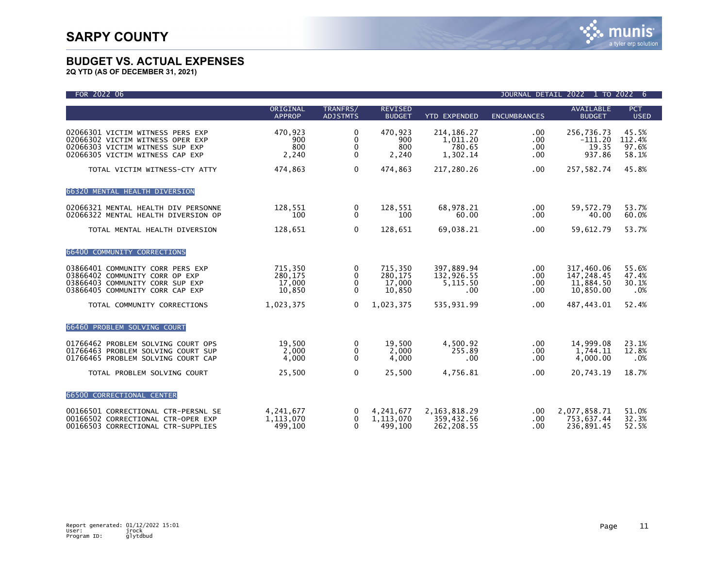# SARPY COUNTY

## BUDGET VS. ACTUAL EXPENSES

**2Q YTD (AS OF DECEMBER 31, 2021)**

FOR 2022 06 — JOURNAL DETAIL 2022 1 TO 2022 6

| | ORIGINAL APPROP | TRANFRS/ ADJSTMTS | REVISED BUDGET | YTD EXPENDED | ENCUMBRANCES | AVAILABLE BUDGET | PCT USED |
|---|---|---|---|---|---|---|---|
| 02066301 VICTIM WITNESS PERS EXP | 470,923 | 0 | 470,923 | 214,186.27 | .00 | 256,736.73 | 45.5% |
| 02066302 VICTIM WITNESS OPER EXP | 900 | 0 | 900 | 1,011.20 | .00 | -111.20 | 112.4% |
| 02066303 VICTIM WITNESS SUP EXP | 800 | 0 | 800 | 780.65 | .00 | 19.35 | 97.6% |
| 02066305 VICTIM WITNESS CAP EXP | 2,240 | 0 | 2,240 | 1,302.14 | .00 | 937.86 | 58.1% |
| TOTAL VICTIM WITNESS-CTY ATTY | 474,863 | 0 | 474,863 | 217,280.26 | .00 | 257,582.74 | 45.8% |
| **66320 MENTAL HEALTH DIVERSION** | | | | | | | |
| 02066321 MENTAL HEALTH DIV PERSONNE | 128,551 | 0 | 128,551 | 68,978.21 | .00 | 59,572.79 | 53.7% |
| 02066322 MENTAL HEALTH DIVERSION OP | 100 | 0 | 100 | 60.00 | .00 | 40.00 | 60.0% |
| TOTAL MENTAL HEALTH DIVERSION | 128,651 | 0 | 128,651 | 69,038.21 | .00 | 59,612.79 | 53.7% |
| **66400 COMMUNITY CORRECTIONS** | | | | | | | |
| 03866401 COMMUNITY CORR PERS EXP | 715,350 | 0 | 715,350 | 397,889.94 | .00 | 317,460.06 | 55.6% |
| 03866402 COMMUNITY CORR OP EXP | 280,175 | 0 | 280,175 | 132,926.55 | .00 | 147,248.45 | 47.4% |
| 03866403 COMMUNITY CORR SUP EXP | 17,000 | 0 | 17,000 | 5,115.50 | .00 | 11,884.50 | 30.1% |
| 03866405 COMMUNITY CORR CAP EXP | 10,850 | 0 | 10,850 | .00 | .00 | 10,850.00 | .0% |
| TOTAL COMMUNITY CORRECTIONS | 1,023,375 | 0 | 1,023,375 | 535,931.99 | .00 | 487,443.01 | 52.4% |
| **66460 PROBLEM SOLVING COURT** | | | | | | | |
| 01766462 PROBLEM SOLVING COURT OPS | 19,500 | 0 | 19,500 | 4,500.92 | .00 | 14,999.08 | 23.1% |
| 01766463 PROBLEM SOLVING COURT SUP | 2,000 | 0 | 2,000 | 255.89 | .00 | 1,744.11 | 12.8% |
| 01766465 PROBLEM SOLVING COURT CAP | 4,000 | 0 | 4,000 | .00 | .00 | 4,000.00 | .0% |
| TOTAL PROBLEM SOLVING COURT | 25,500 | 0 | 25,500 | 4,756.81 | .00 | 20,743.19 | 18.7% |
| **66500 CORRECTIONAL CENTER** | | | | | | | |
| 00166501 CORRECTIONAL CTR-PERSNL SE | 4,241,677 | 0 | 4,241,677 | 2,163,818.29 | .00 | 2,077,858.71 | 51.0% |
| 00166502 CORRECTIONAL CTR-OPER EXP | 1,113,070 | 0 | 1,113,070 | 359,432.56 | .00 | 753,637.44 | 32.3% |
| 00166503 CORRECTIONAL CTR-SUPPLIES | 499,100 | 0 | 499,100 | 262,208.55 | .00 | 236,891.45 | 52.5% |

Report generated: 01/12/2022 15:01
User: jrock
Program ID: glytdbud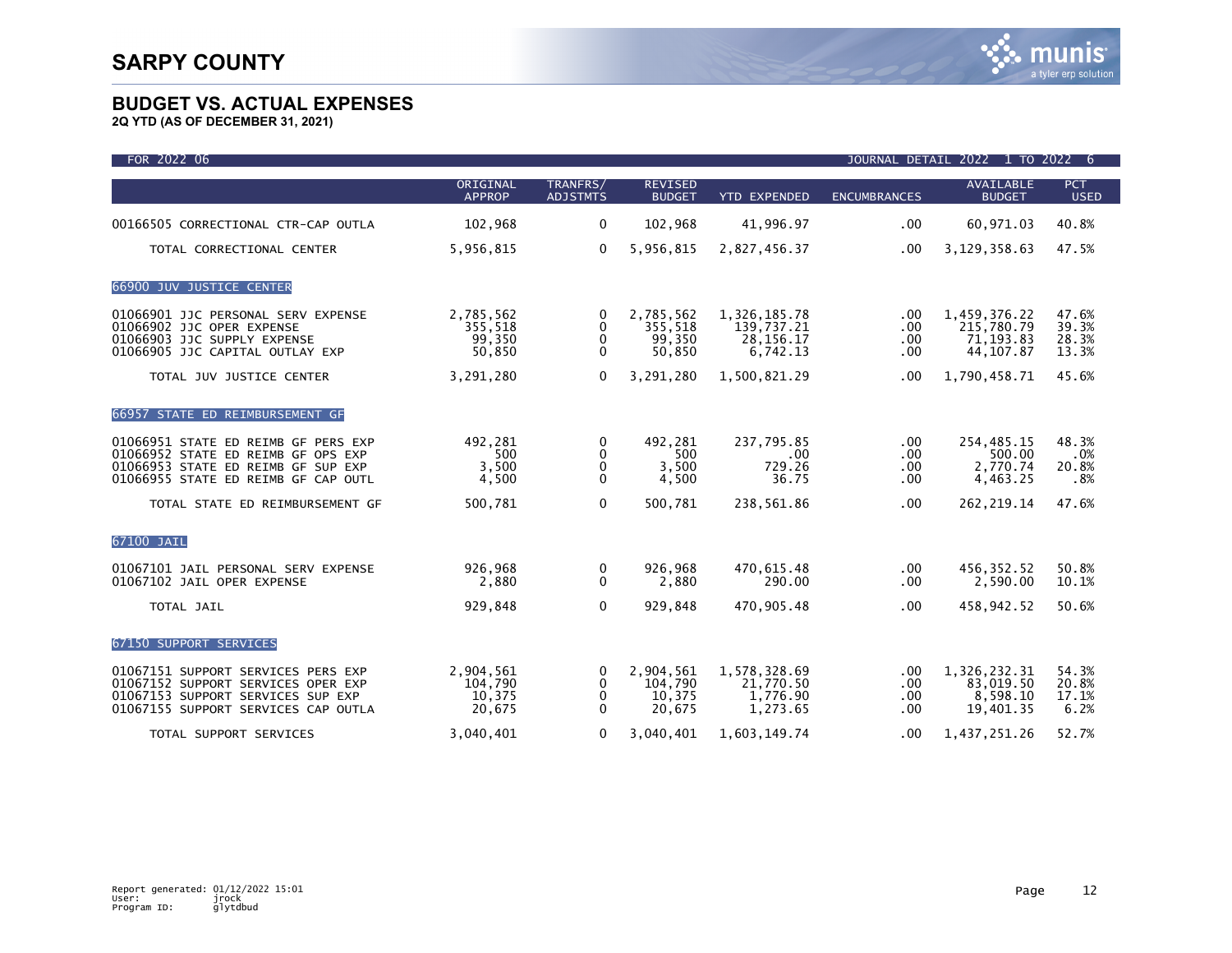# SARPY COUNTY

## BUDGET VS. ACTUAL EXPENSES

**2Q YTD (AS OF DECEMBER 31, 2021)**

FOR 2022 06 — JOURNAL DETAIL 2022 1 TO 2022 6

| | ORIGINAL APPROP | TRANFRS/ ADJSTMTS | REVISED BUDGET | YTD EXPENDED | ENCUMBRANCES | AVAILABLE BUDGET | PCT USED |
|---|---|---|---|---|---|---|---|
| 00166505 CORRECTIONAL CTR-CAP OUTLA | 102,968 | 0 | 102,968 | 41,996.97 | .00 | 60,971.03 | 40.8% |
| TOTAL CORRECTIONAL CENTER | 5,956,815 | 0 | 5,956,815 | 2,827,456.37 | .00 | 3,129,358.63 | 47.5% |
| **66900 JUV JUSTICE CENTER** | | | | | | | |
| 01066901 JJC PERSONAL SERV EXPENSE | 2,785,562 | 0 | 2,785,562 | 1,326,185.78 | .00 | 1,459,376.22 | 47.6% |
| 01066902 JJC OPER EXPENSE | 355,518 | 0 | 355,518 | 139,737.21 | .00 | 215,780.79 | 39.3% |
| 01066903 JJC SUPPLY EXPENSE | 99,350 | 0 | 99,350 | 28,156.17 | .00 | 71,193.83 | 28.3% |
| 01066905 JJC CAPITAL OUTLAY EXP | 50,850 | 0 | 50,850 | 6,742.13 | .00 | 44,107.87 | 13.3% |
| TOTAL JUV JUSTICE CENTER | 3,291,280 | 0 | 3,291,280 | 1,500,821.29 | .00 | 1,790,458.71 | 45.6% |
| **66957 STATE ED REIMBURSEMENT GF** | | | | | | | |
| 01066951 STATE ED REIMB GF PERS EXP | 492,281 | 0 | 492,281 | 237,795.85 | .00 | 254,485.15 | 48.3% |
| 01066952 STATE ED REIMB GF OPS EXP | 500 | 0 | 500 | .00 | .00 | 500.00 | .0% |
| 01066953 STATE ED REIMB GF SUP EXP | 3,500 | 0 | 3,500 | 729.26 | .00 | 2,770.74 | 20.8% |
| 01066955 STATE ED REIMB GF CAP OUTL | 4,500 | 0 | 4,500 | 36.75 | .00 | 4,463.25 | .8% |
| TOTAL STATE ED REIMBURSEMENT GF | 500,781 | 0 | 500,781 | 238,561.86 | .00 | 262,219.14 | 47.6% |
| **67100 JAIL** | | | | | | | |
| 01067101 JAIL PERSONAL SERV EXPENSE | 926,968 | 0 | 926,968 | 470,615.48 | .00 | 456,352.52 | 50.8% |
| 01067102 JAIL OPER EXPENSE | 2,880 | 0 | 2,880 | 290.00 | .00 | 2,590.00 | 10.1% |
| TOTAL JAIL | 929,848 | 0 | 929,848 | 470,905.48 | .00 | 458,942.52 | 50.6% |
| **67150 SUPPORT SERVICES** | | | | | | | |
| 01067151 SUPPORT SERVICES PERS EXP | 2,904,561 | 0 | 2,904,561 | 1,578,328.69 | .00 | 1,326,232.31 | 54.3% |
| 01067152 SUPPORT SERVICES OPER EXP | 104,790 | 0 | 104,790 | 21,770.50 | .00 | 83,019.50 | 20.8% |
| 01067153 SUPPORT SERVICES SUP EXP | 10,375 | 0 | 10,375 | 1,776.90 | .00 | 8,598.10 | 17.1% |
| 01067155 SUPPORT SERVICES CAP OUTLA | 20,675 | 0 | 20,675 | 1,273.65 | .00 | 19,401.35 | 6.2% |
| TOTAL SUPPORT SERVICES | 3,040,401 | 0 | 3,040,401 | 1,603,149.74 | .00 | 1,437,251.26 | 52.7% |

Report generated: 01/12/2022 15:01
User: jrock
Program ID: glytdbud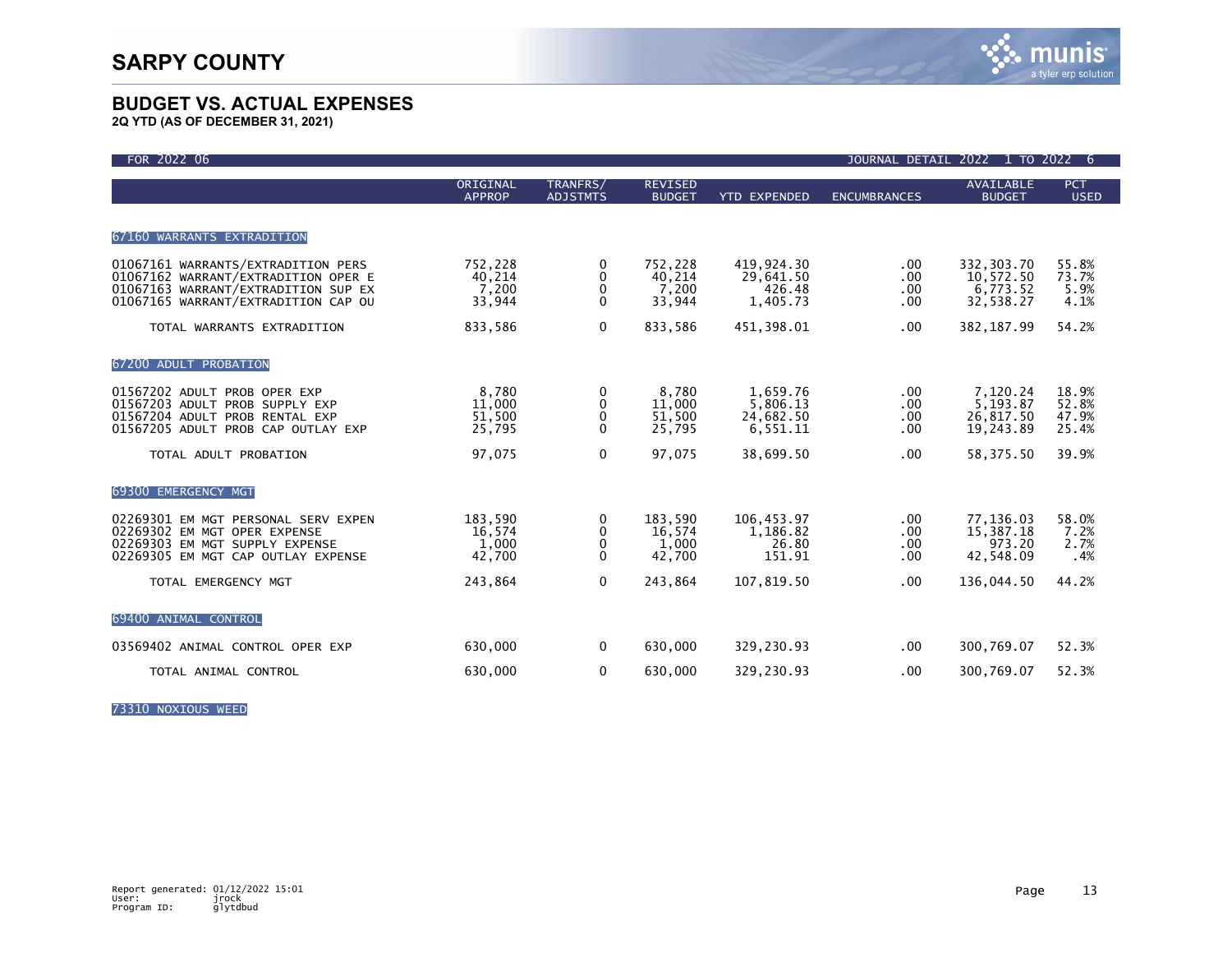# SARPY COUNTY

## BUDGET VS. ACTUAL EXPENSES

**2Q YTD (AS OF DECEMBER 31, 2021)**

FOR 2022 06 JOURNAL DETAIL 2022 1 TO 2022 6

| | ORIGINAL APPROP | TRANFRS/ ADJSTMTS | REVISED BUDGET | YTD EXPENDED | ENCUMBRANCES | AVAILABLE BUDGET | PCT USED |
|---|---|---|---|---|---|---|---|
| **67160 WARRANTS EXTRADITION** | | | | | | | |
| 01067161 WARRANTS/EXTRADITION PERS | 752,228 | 0 | 752,228 | 419,924.30 | .00 | 332,303.70 | 55.8% |
| 01067162 WARRANT/EXTRADITION OPER E | 40,214 | 0 | 40,214 | 29,641.50 | .00 | 10,572.50 | 73.7% |
| 01067163 WARRANT/EXTRADITION SUP EX | 7,200 | 0 | 7,200 | 426.48 | .00 | 6,773.52 | 5.9% |
| 01067165 WARRANT/EXTRADITION CAP OU | 33,944 | 0 | 33,944 | 1,405.73 | .00 | 32,538.27 | 4.1% |
| TOTAL WARRANTS EXTRADITION | 833,586 | 0 | 833,586 | 451,398.01 | .00 | 382,187.99 | 54.2% |
| **67200 ADULT PROBATION** | | | | | | | |
| 01567202 ADULT PROB OPER EXP | 8,780 | 0 | 8,780 | 1,659.76 | .00 | 7,120.24 | 18.9% |
| 01567203 ADULT PROB SUPPLY EXP | 11,000 | 0 | 11,000 | 5,806.13 | .00 | 5,193.87 | 52.8% |
| 01567204 ADULT PROB RENTAL EXP | 51,500 | 0 | 51,500 | 24,682.50 | .00 | 26,817.50 | 47.9% |
| 01567205 ADULT PROB CAP OUTLAY EXP | 25,795 | 0 | 25,795 | 6,551.11 | .00 | 19,243.89 | 25.4% |
| TOTAL ADULT PROBATION | 97,075 | 0 | 97,075 | 38,699.50 | .00 | 58,375.50 | 39.9% |
| **69300 EMERGENCY MGT** | | | | | | | |
| 02269301 EM MGT PERSONAL SERV EXPEN | 183,590 | 0 | 183,590 | 106,453.97 | .00 | 77,136.03 | 58.0% |
| 02269302 EM MGT OPER EXPENSE | 16,574 | 0 | 16,574 | 1,186.82 | .00 | 15,387.18 | 7.2% |
| 02269303 EM MGT SUPPLY EXPENSE | 1,000 | 0 | 1,000 | 26.80 | .00 | 973.20 | 2.7% |
| 02269305 EM MGT CAP OUTLAY EXPENSE | 42,700 | 0 | 42,700 | 151.91 | .00 | 42,548.09 | .4% |
| TOTAL EMERGENCY MGT | 243,864 | 0 | 243,864 | 107,819.50 | .00 | 136,044.50 | 44.2% |
| **69400 ANIMAL CONTROL** | | | | | | | |
| 03569402 ANIMAL CONTROL OPER EXP | 630,000 | 0 | 630,000 | 329,230.93 | .00 | 300,769.07 | 52.3% |
| TOTAL ANIMAL CONTROL | 630,000 | 0 | 630,000 | 329,230.93 | .00 | 300,769.07 | 52.3% |
| **73310 NOXIOUS WEED** | | | | | | | |

Report generated: 01/12/2022 15:01
User: jrock
Program ID: glytdbud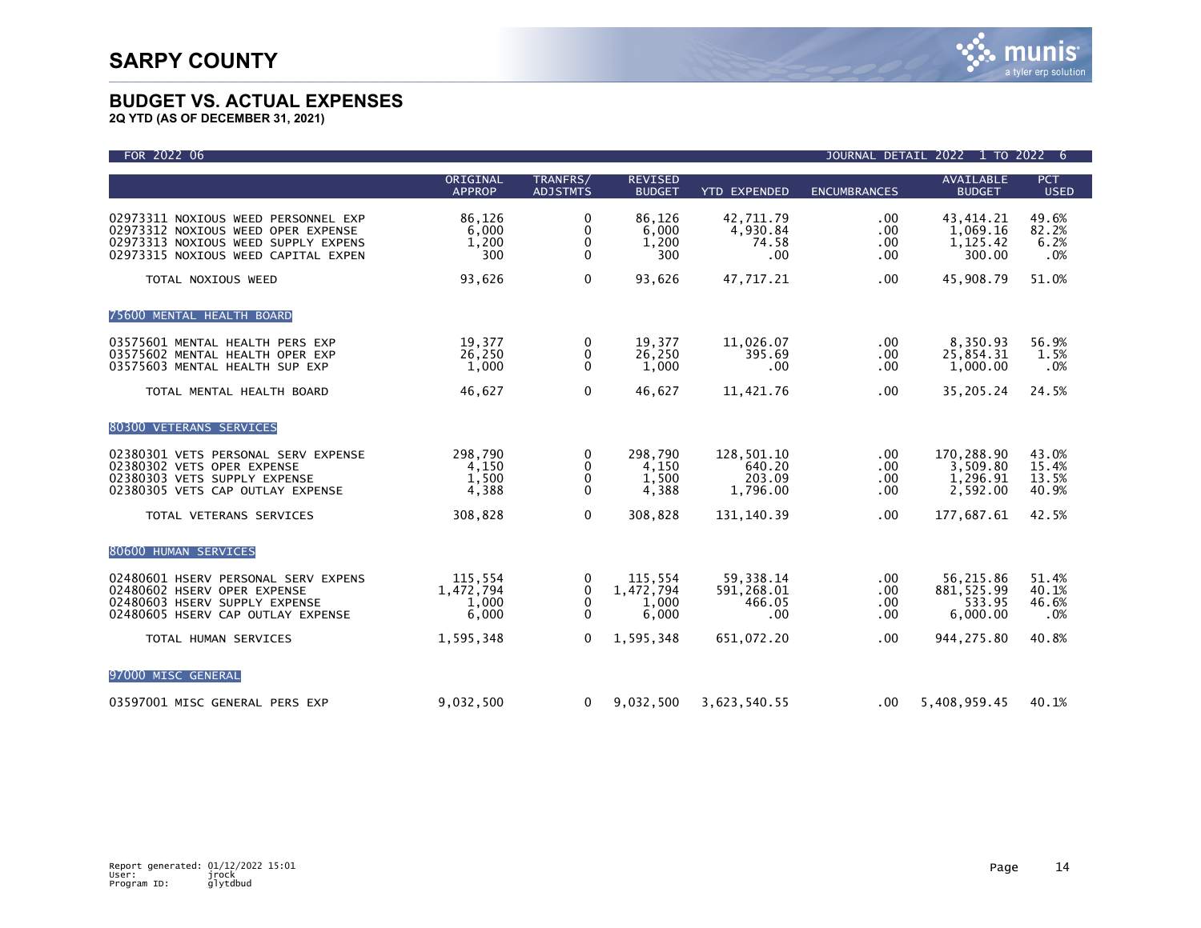# SARPY COUNTY

## BUDGET VS. ACTUAL EXPENSES

**2Q YTD (AS OF DECEMBER 31, 2021)**

FOR 2022 06 — JOURNAL DETAIL 2022 1 TO 2022 6

| | ORIGINAL APPROP | TRANFRS/ ADJSTMTS | REVISED BUDGET | YTD EXPENDED | ENCUMBRANCES | AVAILABLE BUDGET | PCT USED |
|---|---|---|---|---|---|---|---|
| 02973311 NOXIOUS WEED PERSONNEL EXP | 86,126 | 0 | 86,126 | 42,711.79 | .00 | 43,414.21 | 49.6% |
| 02973312 NOXIOUS WEED OPER EXPENSE | 6,000 | 0 | 6,000 | 4,930.84 | .00 | 1,069.16 | 82.2% |
| 02973313 NOXIOUS WEED SUPPLY EXPENS | 1,200 | 0 | 1,200 | 74.58 | .00 | 1,125.42 | 6.2% |
| 02973315 NOXIOUS WEED CAPITAL EXPEN | 300 | 0 | 300 | .00 | .00 | 300.00 | .0% |
| TOTAL NOXIOUS WEED | 93,626 | 0 | 93,626 | 47,717.21 | .00 | 45,908.79 | 51.0% |
| **75600 MENTAL HEALTH BOARD** | | | | | | | |
| 03575601 MENTAL HEALTH PERS EXP | 19,377 | 0 | 19,377 | 11,026.07 | .00 | 8,350.93 | 56.9% |
| 03575602 MENTAL HEALTH OPER EXP | 26,250 | 0 | 26,250 | 395.69 | .00 | 25,854.31 | 1.5% |
| 03575603 MENTAL HEALTH SUP EXP | 1,000 | 0 | 1,000 | .00 | .00 | 1,000.00 | .0% |
| TOTAL MENTAL HEALTH BOARD | 46,627 | 0 | 46,627 | 11,421.76 | .00 | 35,205.24 | 24.5% |
| **80300 VETERANS SERVICES** | | | | | | | |
| 02380301 VETS PERSONAL SERV EXPENSE | 298,790 | 0 | 298,790 | 128,501.10 | .00 | 170,288.90 | 43.0% |
| 02380302 VETS OPER EXPENSE | 4,150 | 0 | 4,150 | 640.20 | .00 | 3,509.80 | 15.4% |
| 02380303 VETS SUPPLY EXPENSE | 1,500 | 0 | 1,500 | 203.09 | .00 | 1,296.91 | 13.5% |
| 02380305 VETS CAP OUTLAY EXPENSE | 4,388 | 0 | 4,388 | 1,796.00 | .00 | 2,592.00 | 40.9% |
| TOTAL VETERANS SERVICES | 308,828 | 0 | 308,828 | 131,140.39 | .00 | 177,687.61 | 42.5% |
| **80600 HUMAN SERVICES** | | | | | | | |
| 02480601 HSERV PERSONAL SERV EXPENS | 115,554 | 0 | 115,554 | 59,338.14 | .00 | 56,215.86 | 51.4% |
| 02480602 HSERV OPER EXPENSE | 1,472,794 | 0 | 1,472,794 | 591,268.01 | .00 | 881,525.99 | 40.1% |
| 02480603 HSERV SUPPLY EXPENSE | 1,000 | 0 | 1,000 | 466.05 | .00 | 533.95 | 46.6% |
| 02480605 HSERV CAP OUTLAY EXPENSE | 6,000 | 0 | 6,000 | .00 | .00 | 6,000.00 | .0% |
| TOTAL HUMAN SERVICES | 1,595,348 | 0 | 1,595,348 | 651,072.20 | .00 | 944,275.80 | 40.8% |
| **97000 MISC GENERAL** | | | | | | | |
| 03597001 MISC GENERAL PERS EXP | 9,032,500 | 0 | 9,032,500 | 3,623,540.55 | .00 | 5,408,959.45 | 40.1% |

Report generated: 01/12/2022 15:01
User: jrock
Program ID: glytdbud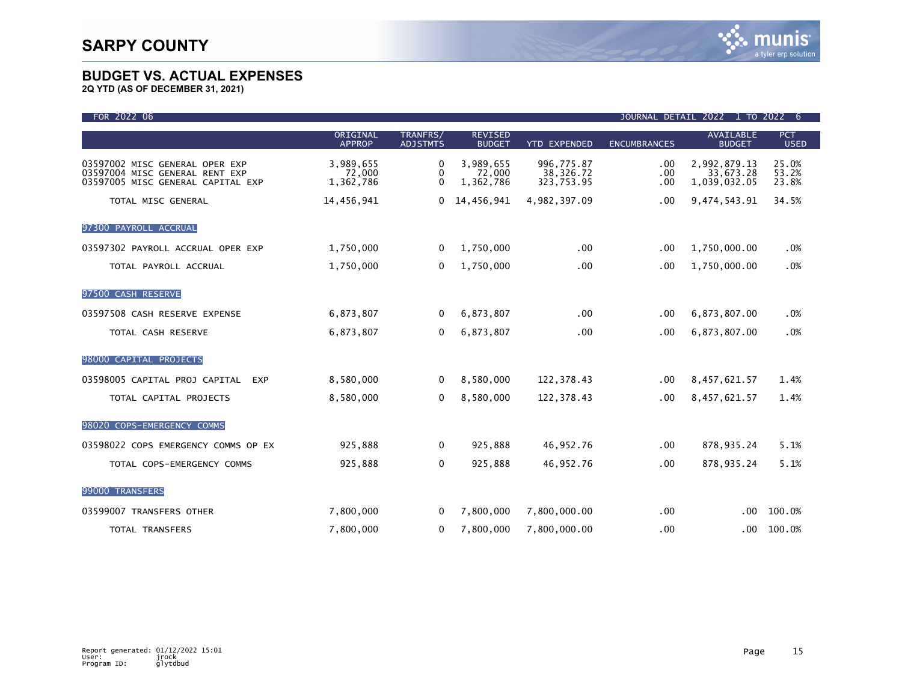# SARPY COUNTY

## BUDGET VS. ACTUAL EXPENSES

**2Q YTD (AS OF DECEMBER 31, 2021)**

FOR 2022 06 — JOURNAL DETAIL 2022 1 TO 2022 6

| | ORIGINAL APPROP | TRANFRS/ ADJSTMTS | REVISED BUDGET | YTD EXPENDED | ENCUMBRANCES | AVAILABLE BUDGET | PCT USED |
|---|---|---|---|---|---|---|---|
| 03597002 MISC GENERAL OPER EXP | 3,989,655 | 0 | 3,989,655 | 996,775.87 | .00 | 2,992,879.13 | 25.0% |
| 03597004 MISC GENERAL RENT EXP | 72,000 | 0 | 72,000 | 38,326.72 | .00 | 33,673.28 | 53.2% |
| 03597005 MISC GENERAL CAPITAL EXP | 1,362,786 | 0 | 1,362,786 | 323,753.95 | .00 | 1,039,032.05 | 23.8% |
| TOTAL MISC GENERAL | 14,456,941 | 0 | 14,456,941 | 4,982,397.09 | .00 | 9,474,543.91 | 34.5% |
| **97300 PAYROLL ACCRUAL** | | | | | | | |
| 03597302 PAYROLL ACCRUAL OPER EXP | 1,750,000 | 0 | 1,750,000 | .00 | .00 | 1,750,000.00 | .0% |
| TOTAL PAYROLL ACCRUAL | 1,750,000 | 0 | 1,750,000 | .00 | .00 | 1,750,000.00 | .0% |
| **97500 CASH RESERVE** | | | | | | | |
| 03597508 CASH RESERVE EXPENSE | 6,873,807 | 0 | 6,873,807 | .00 | .00 | 6,873,807.00 | .0% |
| TOTAL CASH RESERVE | 6,873,807 | 0 | 6,873,807 | .00 | .00 | 6,873,807.00 | .0% |
| **98000 CAPITAL PROJECTS** | | | | | | | |
| 03598005 CAPITAL PROJ CAPITAL EXP | 8,580,000 | 0 | 8,580,000 | 122,378.43 | .00 | 8,457,621.57 | 1.4% |
| TOTAL CAPITAL PROJECTS | 8,580,000 | 0 | 8,580,000 | 122,378.43 | .00 | 8,457,621.57 | 1.4% |
| **98020 COPS-EMERGENCY COMMS** | | | | | | | |
| 03598022 COPS EMERGENCY COMMS OP EX | 925,888 | 0 | 925,888 | 46,952.76 | .00 | 878,935.24 | 5.1% |
| TOTAL COPS-EMERGENCY COMMS | 925,888 | 0 | 925,888 | 46,952.76 | .00 | 878,935.24 | 5.1% |
| **99000 TRANSFERS** | | | | | | | |
| 03599007 TRANSFERS OTHER | 7,800,000 | 0 | 7,800,000 | 7,800,000.00 | .00 | .00 | 100.0% |
| TOTAL TRANSFERS | 7,800,000 | 0 | 7,800,000 | 7,800,000.00 | .00 | .00 | 100.0% |

Report generated: 01/12/2022 15:01
User: jrock
Program ID: glytdbud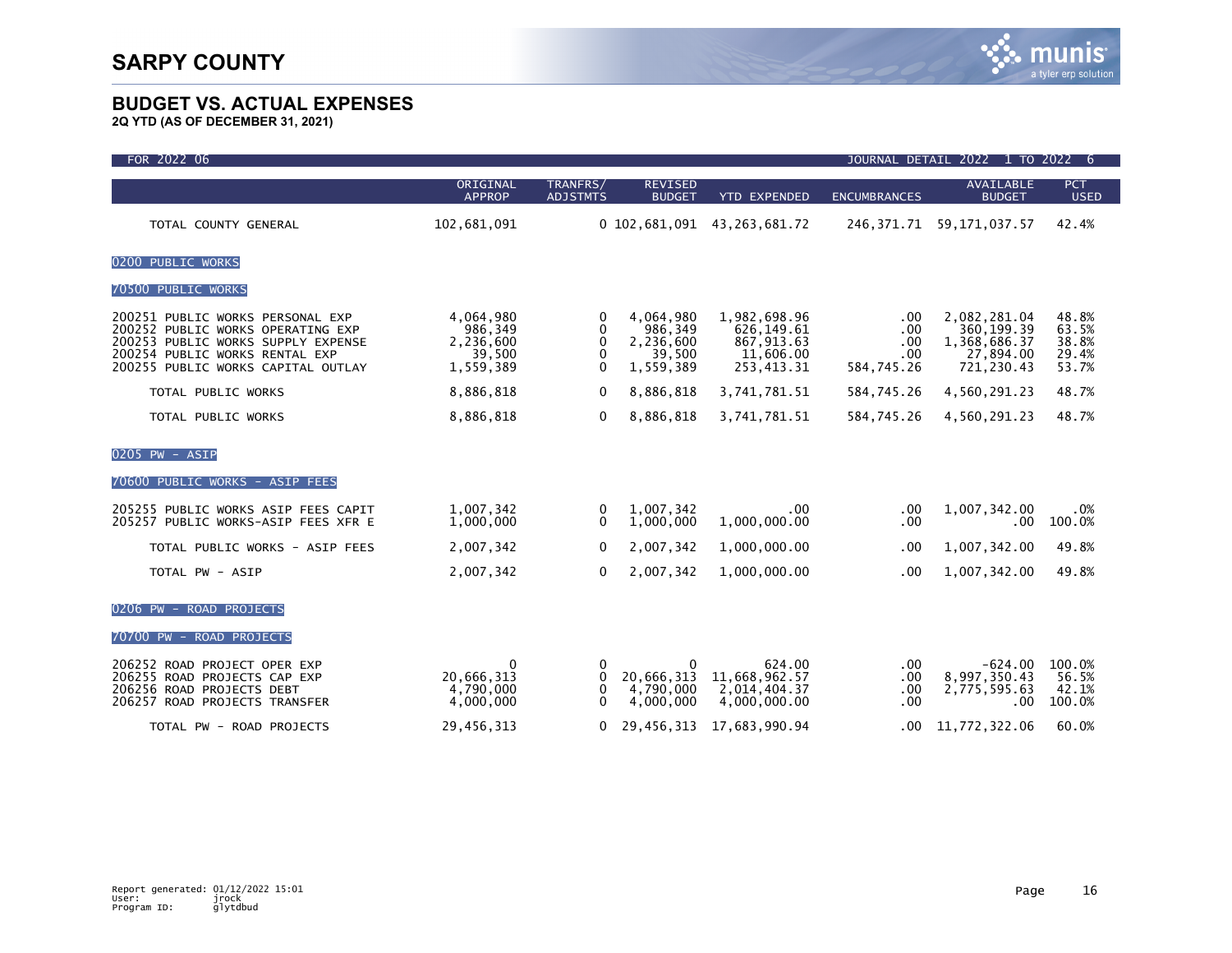# SARPY COUNTY

## BUDGET VS. ACTUAL EXPENSES

**2Q YTD (AS OF DECEMBER 31, 2021)**

FOR 2022 06 — JOURNAL DETAIL 2022 1 TO 2022 6

| | ORIGINAL APPROP | TRANFRS/ ADJSTMTS | REVISED BUDGET | YTD EXPENDED | ENCUMBRANCES | AVAILABLE BUDGET | PCT USED |
|---|---|---|---|---|---|---|---|
| TOTAL COUNTY GENERAL | 102,681,091 | 0 | 102,681,091 | 43,263,681.72 | 246,371.71 | 59,171,037.57 | 42.4% |
| **0200 PUBLIC WORKS** | | | | | | | |
| **70500 PUBLIC WORKS** | | | | | | | |
| 200251 PUBLIC WORKS PERSONAL EXP | 4,064,980 | 0 | 4,064,980 | 1,982,698.96 | .00 | 2,082,281.04 | 48.8% |
| 200252 PUBLIC WORKS OPERATING EXP | 986,349 | 0 | 986,349 | 626,149.61 | .00 | 360,199.39 | 63.5% |
| 200253 PUBLIC WORKS SUPPLY EXPENSE | 2,236,600 | 0 | 2,236,600 | 867,913.63 | .00 | 1,368,686.37 | 38.8% |
| 200254 PUBLIC WORKS RENTAL EXP | 39,500 | 0 | 39,500 | 11,606.00 | .00 | 27,894.00 | 29.4% |
| 200255 PUBLIC WORKS CAPITAL OUTLAY | 1,559,389 | 0 | 1,559,389 | 253,413.31 | 584,745.26 | 721,230.43 | 53.7% |
| TOTAL PUBLIC WORKS | 8,886,818 | 0 | 8,886,818 | 3,741,781.51 | 584,745.26 | 4,560,291.23 | 48.7% |
| TOTAL PUBLIC WORKS | 8,886,818 | 0 | 8,886,818 | 3,741,781.51 | 584,745.26 | 4,560,291.23 | 48.7% |
| **0205 PW - ASIP** | | | | | | | |
| **70600 PUBLIC WORKS - ASIP FEES** | | | | | | | |
| 205255 PUBLIC WORKS ASIP FEES CAPIT | 1,007,342 | 0 | 1,007,342 | .00 | .00 | 1,007,342.00 | .0% |
| 205257 PUBLIC WORKS-ASIP FEES XFR E | 1,000,000 | 0 | 1,000,000 | 1,000,000.00 | .00 | .00 | 100.0% |
| TOTAL PUBLIC WORKS - ASIP FEES | 2,007,342 | 0 | 2,007,342 | 1,000,000.00 | .00 | 1,007,342.00 | 49.8% |
| TOTAL PW - ASIP | 2,007,342 | 0 | 2,007,342 | 1,000,000.00 | .00 | 1,007,342.00 | 49.8% |
| **0206 PW - ROAD PROJECTS** | | | | | | | |
| **70700 PW - ROAD PROJECTS** | | | | | | | |
| 206252 ROAD PROJECT OPER EXP | 0 | 0 | 0 | 624.00 | .00 | -624.00 | 100.0% |
| 206255 ROAD PROJECTS CAP EXP | 20,666,313 | 0 | 20,666,313 | 11,668,962.57 | .00 | 8,997,350.43 | 56.5% |
| 206256 ROAD PROJECTS DEBT | 4,790,000 | 0 | 4,790,000 | 2,014,404.37 | .00 | 2,775,595.63 | 42.1% |
| 206257 ROAD PROJECTS TRANSFER | 4,000,000 | 0 | 4,000,000 | 4,000,000.00 | .00 | .00 | 100.0% |
| TOTAL PW - ROAD PROJECTS | 29,456,313 | 0 | 29,456,313 | 17,683,990.94 | .00 | 11,772,322.06 | 60.0% |

Report generated: 01/12/2022 15:01
User: jrock
Program ID: glytdbud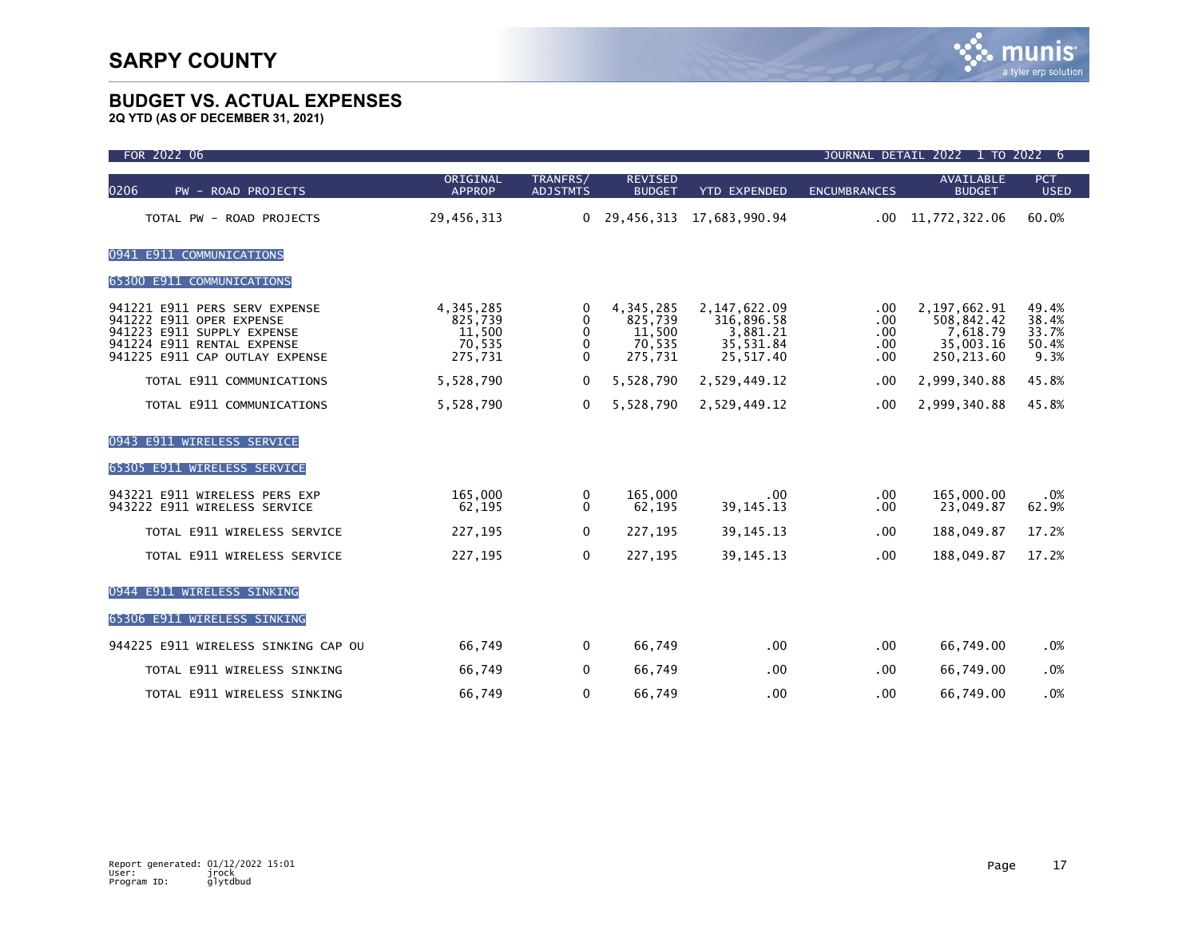# SARPY COUNTY

## BUDGET VS. ACTUAL EXPENSES

**2Q YTD (AS OF DECEMBER 31, 2021)**

FOR 2022 06 — JOURNAL DETAIL 2022 1 TO 2022 6

| 0206 PW - ROAD PROJECTS | ORIGINAL APPROP | TRANFRS/ ADJSTMTS | REVISED BUDGET | YTD EXPENDED | ENCUMBRANCES | AVAILABLE BUDGET | PCT USED |
|---|---|---|---|---|---|---|---|
| TOTAL PW - ROAD PROJECTS | 29,456,313 | 0 | 29,456,313 | 17,683,990.94 | .00 | 11,772,322.06 | 60.0% |
| **0941 E911 COMMUNICATIONS** | | | | | | | |
| **65300 E911 COMMUNICATIONS** | | | | | | | |
| 941221 E911 PERS SERV EXPENSE | 4,345,285 | 0 | 4,345,285 | 2,147,622.09 | .00 | 2,197,662.91 | 49.4% |
| 941222 E911 OPER EXPENSE | 825,739 | 0 | 825,739 | 316,896.58 | .00 | 508,842.42 | 38.4% |
| 941223 E911 SUPPLY EXPENSE | 11,500 | 0 | 11,500 | 3,881.21 | .00 | 7,618.79 | 33.7% |
| 941224 E911 RENTAL EXPENSE | 70,535 | 0 | 70,535 | 35,531.84 | .00 | 35,003.16 | 50.4% |
| 941225 E911 CAP OUTLAY EXPENSE | 275,731 | 0 | 275,731 | 25,517.40 | .00 | 250,213.60 | 9.3% |
| TOTAL E911 COMMUNICATIONS | 5,528,790 | 0 | 5,528,790 | 2,529,449.12 | .00 | 2,999,340.88 | 45.8% |
| TOTAL E911 COMMUNICATIONS | 5,528,790 | 0 | 5,528,790 | 2,529,449.12 | .00 | 2,999,340.88 | 45.8% |
| **0943 E911 WIRELESS SERVICE** | | | | | | | |
| **65305 E911 WIRELESS SERVICE** | | | | | | | |
| 943221 E911 WIRELESS PERS EXP | 165,000 | 0 | 165,000 | .00 | .00 | 165,000.00 | .0% |
| 943222 E911 WIRELESS SERVICE | 62,195 | 0 | 62,195 | 39,145.13 | .00 | 23,049.87 | 62.9% |
| TOTAL E911 WIRELESS SERVICE | 227,195 | 0 | 227,195 | 39,145.13 | .00 | 188,049.87 | 17.2% |
| TOTAL E911 WIRELESS SERVICE | 227,195 | 0 | 227,195 | 39,145.13 | .00 | 188,049.87 | 17.2% |
| **0944 E911 WIRELESS SINKING** | | | | | | | |
| **65306 E911 WIRELESS SINKING** | | | | | | | |
| 944225 E911 WIRELESS SINKING CAP OU | 66,749 | 0 | 66,749 | .00 | .00 | 66,749.00 | .0% |
| TOTAL E911 WIRELESS SINKING | 66,749 | 0 | 66,749 | .00 | .00 | 66,749.00 | .0% |
| TOTAL E911 WIRELESS SINKING | 66,749 | 0 | 66,749 | .00 | .00 | 66,749.00 | .0% |

Report generated: 01/12/2022 15:01
User: jrock
Program ID: glytdbud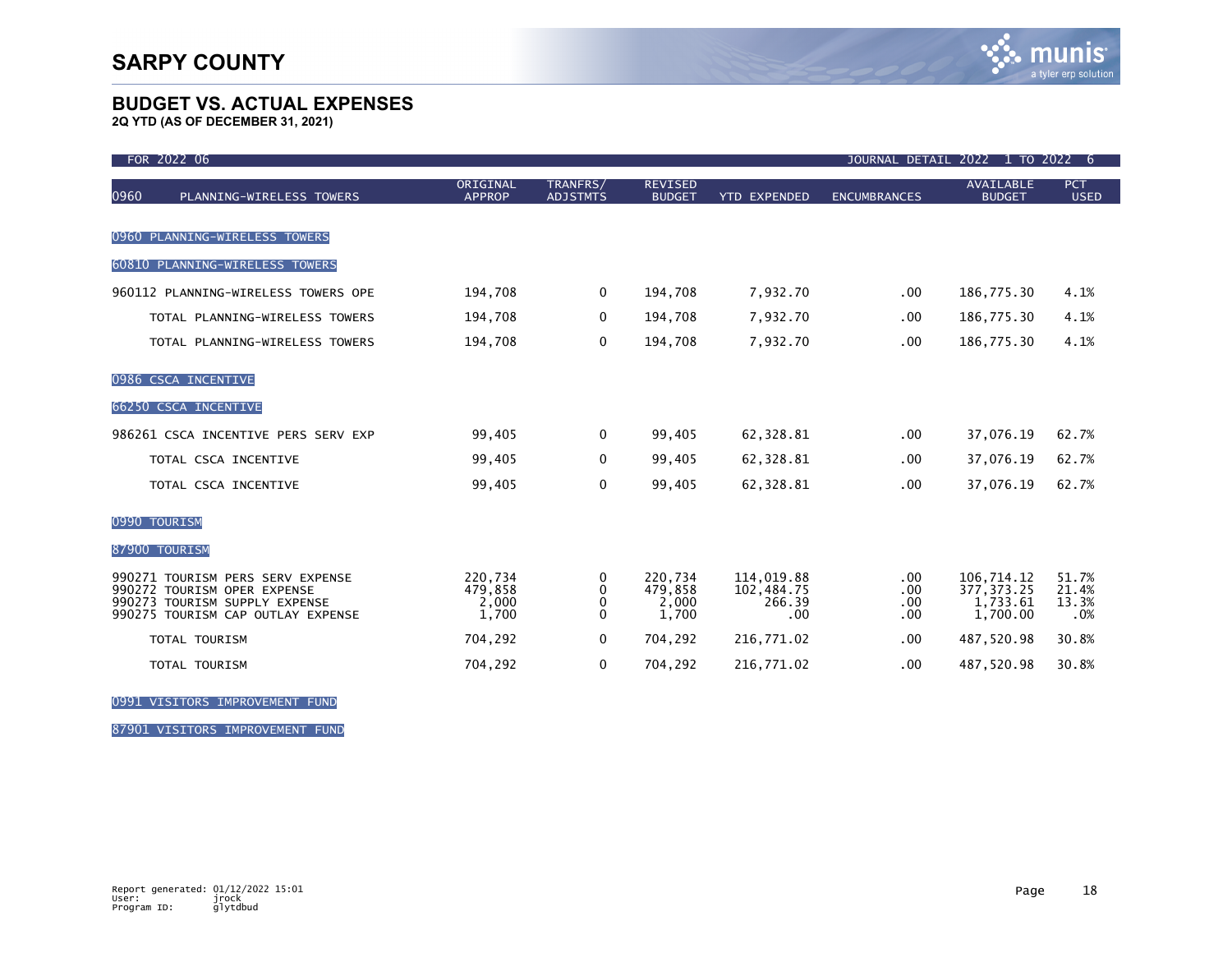# SARPY COUNTY

## BUDGET VS. ACTUAL EXPENSES

**2Q YTD (AS OF DECEMBER 31, 2021)**

FOR 2022 06 — JOURNAL DETAIL 2022 1 TO 2022 6

| 0960 PLANNING-WIRELESS TOWERS | ORIGINAL APPROP | TRANFRS/ ADJSTMTS | REVISED BUDGET | YTD EXPENDED | ENCUMBRANCES | AVAILABLE BUDGET | PCT USED |
|---|---|---|---|---|---|---|---|
| **0960 PLANNING-WIRELESS TOWERS** | | | | | | | |
| **60810 PLANNING-WIRELESS TOWERS** | | | | | | | |
| 960112 PLANNING-WIRELESS TOWERS OPE | 194,708 | 0 | 194,708 | 7,932.70 | .00 | 186,775.30 | 4.1% |
| TOTAL PLANNING-WIRELESS TOWERS | 194,708 | 0 | 194,708 | 7,932.70 | .00 | 186,775.30 | 4.1% |
| TOTAL PLANNING-WIRELESS TOWERS | 194,708 | 0 | 194,708 | 7,932.70 | .00 | 186,775.30 | 4.1% |
| **0986 CSCA INCENTIVE** | | | | | | | |
| **66250 CSCA INCENTIVE** | | | | | | | |
| 986261 CSCA INCENTIVE PERS SERV EXP | 99,405 | 0 | 99,405 | 62,328.81 | .00 | 37,076.19 | 62.7% |
| TOTAL CSCA INCENTIVE | 99,405 | 0 | 99,405 | 62,328.81 | .00 | 37,076.19 | 62.7% |
| TOTAL CSCA INCENTIVE | 99,405 | 0 | 99,405 | 62,328.81 | .00 | 37,076.19 | 62.7% |
| **0990 TOURISM** | | | | | | | |
| **87900 TOURISM** | | | | | | | |
| 990271 TOURISM PERS SERV EXPENSE | 220,734 | 0 | 220,734 | 114,019.88 | .00 | 106,714.12 | 51.7% |
| 990272 TOURISM OPER EXPENSE | 479,858 | 0 | 479,858 | 102,484.75 | .00 | 377,373.25 | 21.4% |
| 990273 TOURISM SUPPLY EXPENSE | 2,000 | 0 | 2,000 | 266.39 | .00 | 1,733.61 | 13.3% |
| 990275 TOURISM CAP OUTLAY EXPENSE | 1,700 | 0 | 1,700 | .00 | .00 | 1,700.00 | .0% |
| TOTAL TOURISM | 704,292 | 0 | 704,292 | 216,771.02 | .00 | 487,520.98 | 30.8% |
| TOTAL TOURISM | 704,292 | 0 | 704,292 | 216,771.02 | .00 | 487,520.98 | 30.8% |
| **0991 VISITORS IMPROVEMENT FUND** | | | | | | | |
| **87901 VISITORS IMPROVEMENT FUND** | | | | | | | |

Report generated: 01/12/2022 15:01
User: jrock
Program ID: glytdbud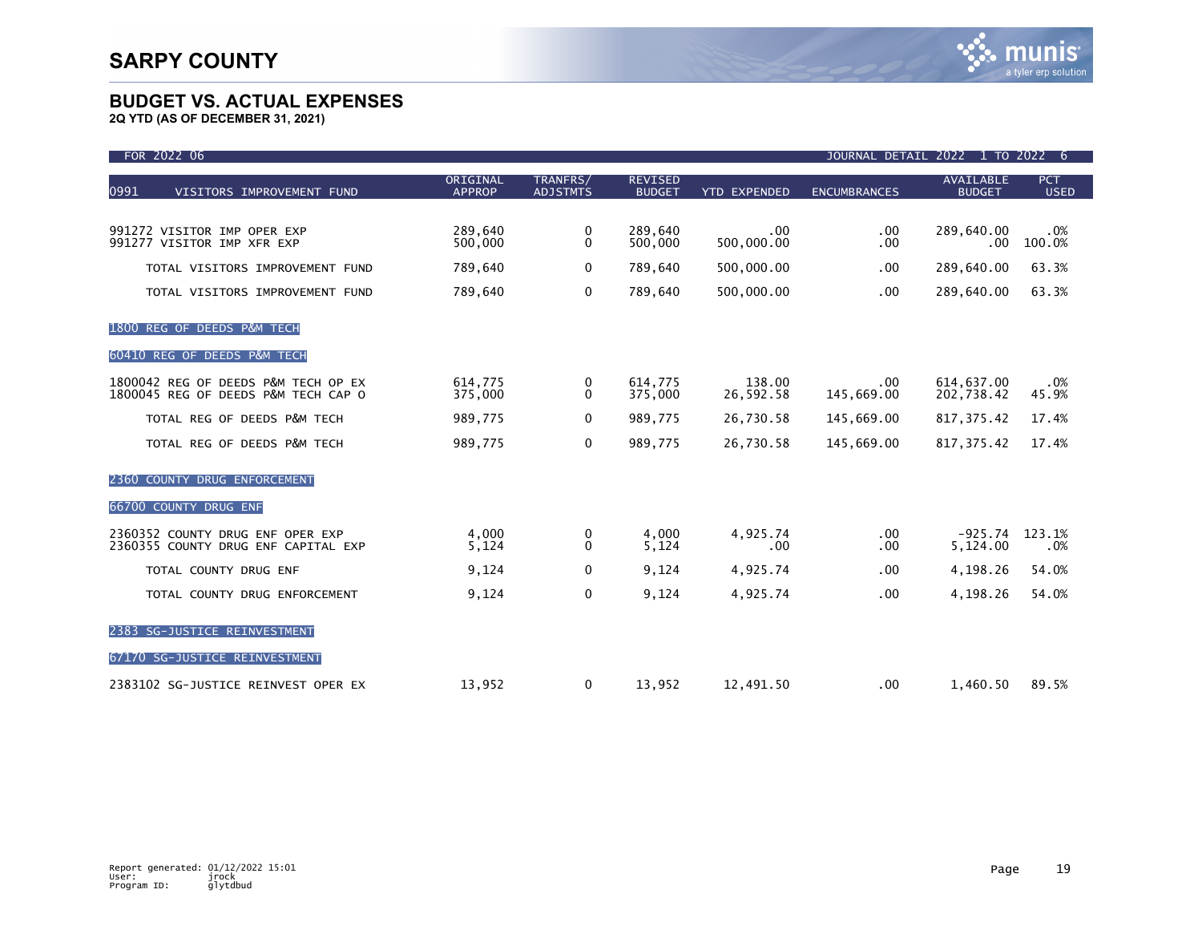# SARPY COUNTY

## BUDGET VS. ACTUAL EXPENSES

**2Q YTD (AS OF DECEMBER 31, 2021)**

FOR 2022 06 — JOURNAL DETAIL 2022 1 TO 2022 6

| 0991 VISITORS IMPROVEMENT FUND | ORIGINAL APPROP | TRANFRS/ ADJSTMTS | REVISED BUDGET | YTD EXPENDED | ENCUMBRANCES | AVAILABLE BUDGET | PCT USED |
|---|---|---|---|---|---|---|---|
| 991272 VISITOR IMP OPER EXP | 289,640 | 0 | 289,640 | .00 | .00 | 289,640.00 | .0% |
| 991277 VISITOR IMP XFR EXP | 500,000 | 0 | 500,000 | 500,000.00 | .00 | .00 | 100.0% |
| TOTAL VISITORS IMPROVEMENT FUND | 789,640 | 0 | 789,640 | 500,000.00 | .00 | 289,640.00 | 63.3% |
| TOTAL VISITORS IMPROVEMENT FUND | 789,640 | 0 | 789,640 | 500,000.00 | .00 | 289,640.00 | 63.3% |
| **1800 REG OF DEEDS P&M TECH** | | | | | | | |
| **60410 REG OF DEEDS P&M TECH** | | | | | | | |
| 1800042 REG OF DEEDS P&M TECH OP EX | 614,775 | 0 | 614,775 | 138.00 | .00 | 614,637.00 | .0% |
| 1800045 REG OF DEEDS P&M TECH CAP O | 375,000 | 0 | 375,000 | 26,592.58 | 145,669.00 | 202,738.42 | 45.9% |
| TOTAL REG OF DEEDS P&M TECH | 989,775 | 0 | 989,775 | 26,730.58 | 145,669.00 | 817,375.42 | 17.4% |
| TOTAL REG OF DEEDS P&M TECH | 989,775 | 0 | 989,775 | 26,730.58 | 145,669.00 | 817,375.42 | 17.4% |
| **2360 COUNTY DRUG ENFORCEMENT** | | | | | | | |
| **66700 COUNTY DRUG ENF** | | | | | | | |
| 2360352 COUNTY DRUG ENF OPER EXP | 4,000 | 0 | 4,000 | 4,925.74 | .00 | -925.74 | 123.1% |
| 2360355 COUNTY DRUG ENF CAPITAL EXP | 5,124 | 0 | 5,124 | .00 | .00 | 5,124.00 | .0% |
| TOTAL COUNTY DRUG ENF | 9,124 | 0 | 9,124 | 4,925.74 | .00 | 4,198.26 | 54.0% |
| TOTAL COUNTY DRUG ENFORCEMENT | 9,124 | 0 | 9,124 | 4,925.74 | .00 | 4,198.26 | 54.0% |
| **2383 SG-JUSTICE REINVESTMENT** | | | | | | | |
| **67170 SG-JUSTICE REINVESTMENT** | | | | | | | |
| 2383102 SG-JUSTICE REINVEST OPER EX | 13,952 | 0 | 13,952 | 12,491.50 | .00 | 1,460.50 | 89.5% |

Report generated: 01/12/2022 15:01
User: jrock
Program ID: glytdbud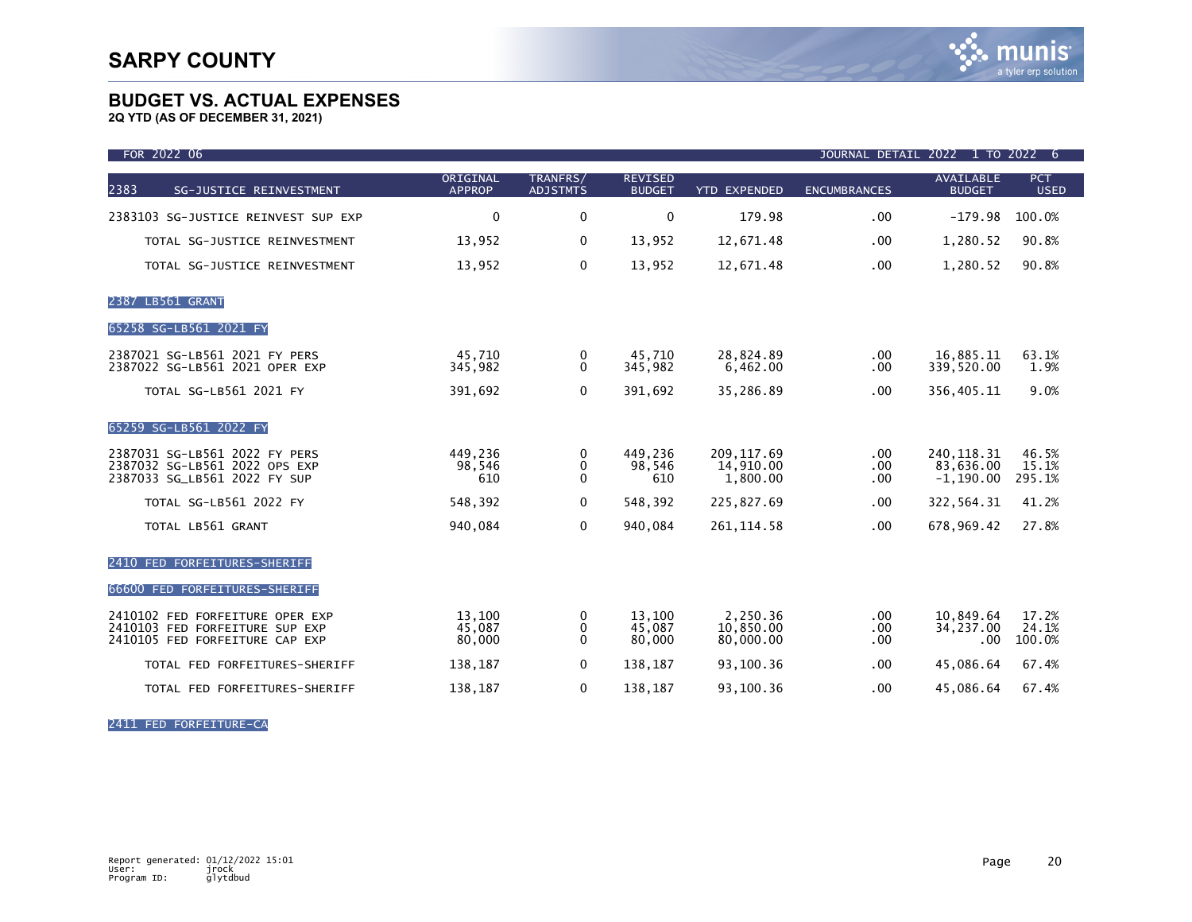# SARPY COUNTY

## BUDGET VS. ACTUAL EXPENSES

**2Q YTD (AS OF DECEMBER 31, 2021)**

FOR 2022 06 — JOURNAL DETAIL 2022 1 TO 2022 6

| 2383 SG-JUSTICE REINVESTMENT | ORIGINAL APPROP | TRANFRS/ ADJSTMTS | REVISED BUDGET | YTD EXPENDED | ENCUMBRANCES | AVAILABLE BUDGET | PCT USED |
|---|---|---|---|---|---|---|---|
| 2383103 SG-JUSTICE REINVEST SUP EXP | 0 | 0 | 0 | 179.98 | .00 | -179.98 | 100.0% |
| TOTAL SG-JUSTICE REINVESTMENT | 13,952 | 0 | 13,952 | 12,671.48 | .00 | 1,280.52 | 90.8% |
| TOTAL SG-JUSTICE REINVESTMENT | 13,952 | 0 | 13,952 | 12,671.48 | .00 | 1,280.52 | 90.8% |
| **2387 LB561 GRANT** | | | | | | | |
| **65258 SG-LB561 2021 FY** | | | | | | | |
| 2387021 SG-LB561 2021 FY PERS | 45,710 | 0 | 45,710 | 28,824.89 | .00 | 16,885.11 | 63.1% |
| 2387022 SG-LB561 2021 OPER EXP | 345,982 | 0 | 345,982 | 6,462.00 | .00 | 339,520.00 | 1.9% |
| TOTAL SG-LB561 2021 FY | 391,692 | 0 | 391,692 | 35,286.89 | .00 | 356,405.11 | 9.0% |
| **65259 SG-LB561 2022 FY** | | | | | | | |
| 2387031 SG-LB561 2022 FY PERS | 449,236 | 0 | 449,236 | 209,117.69 | .00 | 240,118.31 | 46.5% |
| 2387032 SG-LB561 2022 OPS EXP | 98,546 | 0 | 98,546 | 14,910.00 | .00 | 83,636.00 | 15.1% |
| 2387033 SG_LB561 2022 FY SUP | 610 | 0 | 610 | 1,800.00 | .00 | -1,190.00 | 295.1% |
| TOTAL SG-LB561 2022 FY | 548,392 | 0 | 548,392 | 225,827.69 | .00 | 322,564.31 | 41.2% |
| TOTAL LB561 GRANT | 940,084 | 0 | 940,084 | 261,114.58 | .00 | 678,969.42 | 27.8% |
| **2410 FED FORFEITURES-SHERIFF** | | | | | | | |
| **66600 FED FORFEITURES-SHERIFF** | | | | | | | |
| 2410102 FED FORFEITURE OPER EXP | 13,100 | 0 | 13,100 | 2,250.36 | .00 | 10,849.64 | 17.2% |
| 2410103 FED FORFEITURE SUP EXP | 45,087 | 0 | 45,087 | 10,850.00 | .00 | 34,237.00 | 24.1% |
| 2410105 FED FORFEITURE CAP EXP | 80,000 | 0 | 80,000 | 80,000.00 | .00 | .00 | 100.0% |
| TOTAL FED FORFEITURES-SHERIFF | 138,187 | 0 | 138,187 | 93,100.36 | .00 | 45,086.64 | 67.4% |
| TOTAL FED FORFEITURES-SHERIFF | 138,187 | 0 | 138,187 | 93,100.36 | .00 | 45,086.64 | 67.4% |
| **2411 FED FORFEITURE-CA** | | | | | | | |

Report generated: 01/12/2022 15:01
User: jrock
Program ID: glytdbud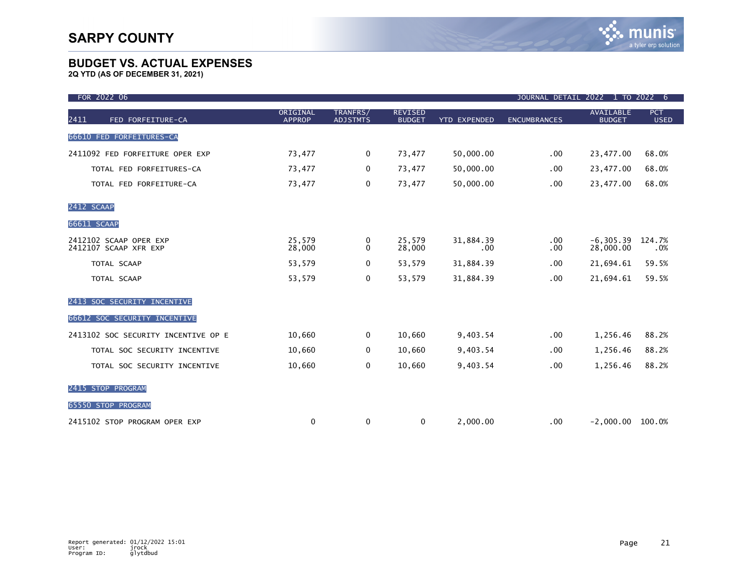# SARPY COUNTY

## BUDGET VS. ACTUAL EXPENSES

**2Q YTD (AS OF DECEMBER 31, 2021)**

FOR 2022 06 JOURNAL DETAIL 2022 1 TO 2022 6

| 2411 FED FORFEITURE-CA | ORIGINAL APPROP | TRANFRS/ ADJSTMTS | REVISED BUDGET | YTD EXPENDED | ENCUMBRANCES | AVAILABLE BUDGET | PCT USED |
|---|---|---|---|---|---|---|---|
| **66610 FED FORFEITURES-CA** | | | | | | | |
| 2411092 FED FORFEITURE OPER EXP | 73,477 | 0 | 73,477 | 50,000.00 | .00 | 23,477.00 | 68.0% |
| TOTAL FED FORFEITURES-CA | 73,477 | 0 | 73,477 | 50,000.00 | .00 | 23,477.00 | 68.0% |
| TOTAL FED FORFEITURE-CA | 73,477 | 0 | 73,477 | 50,000.00 | .00 | 23,477.00 | 68.0% |
| **2412 SCAAP** | | | | | | | |
| **66611 SCAAP** | | | | | | | |
| 2412102 SCAAP OPER EXP | 25,579 | 0 | 25,579 | 31,884.39 | .00 | -6,305.39 | 124.7% |
| 2412107 SCAAP XFR EXP | 28,000 | 0 | 28,000 | .00 | .00 | 28,000.00 | .0% |
| TOTAL SCAAP | 53,579 | 0 | 53,579 | 31,884.39 | .00 | 21,694.61 | 59.5% |
| TOTAL SCAAP | 53,579 | 0 | 53,579 | 31,884.39 | .00 | 21,694.61 | 59.5% |
| **2413 SOC SECURITY INCENTIVE** | | | | | | | |
| **66612 SOC SECURITY INCENTIVE** | | | | | | | |
| 2413102 SOC SECURITY INCENTIVE OP E | 10,660 | 0 | 10,660 | 9,403.54 | .00 | 1,256.46 | 88.2% |
| TOTAL SOC SECURITY INCENTIVE | 10,660 | 0 | 10,660 | 9,403.54 | .00 | 1,256.46 | 88.2% |
| TOTAL SOC SECURITY INCENTIVE | 10,660 | 0 | 10,660 | 9,403.54 | .00 | 1,256.46 | 88.2% |
| **2415 STOP PROGRAM** | | | | | | | |
| **65550 STOP PROGRAM** | | | | | | | |
| 2415102 STOP PROGRAM OPER EXP | 0 | 0 | 0 | 2,000.00 | .00 | -2,000.00 | 100.0% |

Report generated: 01/12/2022 15:01
User: jrock
Program ID: glytdbud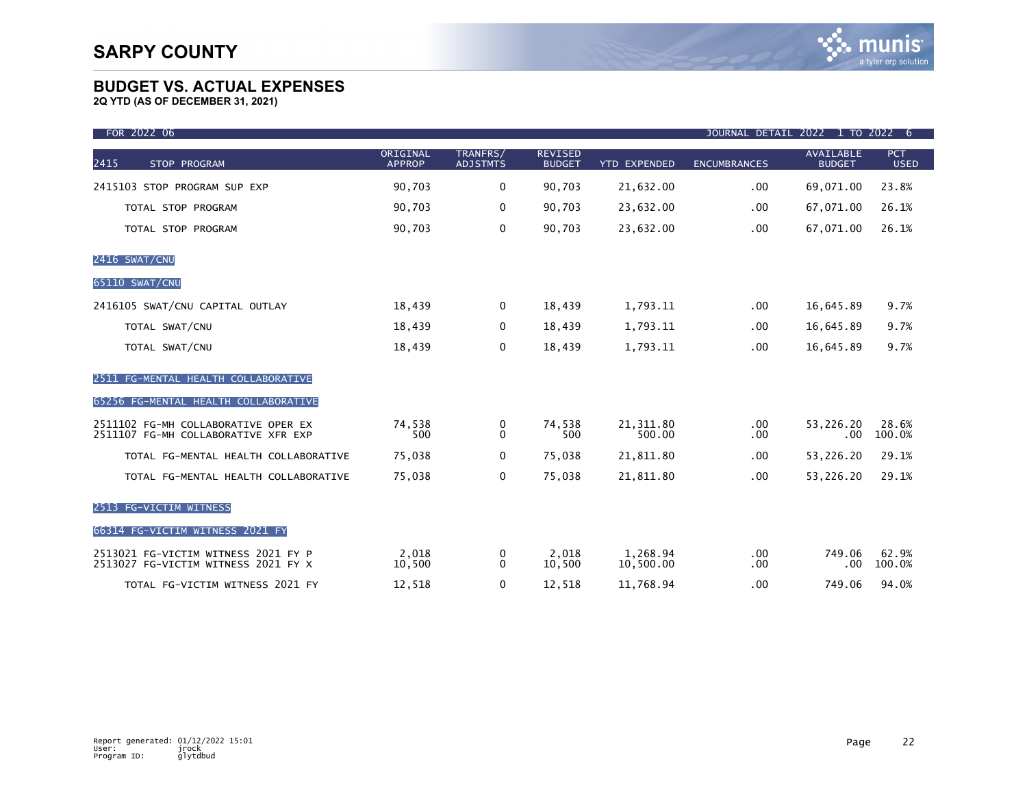# SARPY COUNTY

## BUDGET VS. ACTUAL EXPENSES

**2Q YTD (AS OF DECEMBER 31, 2021)**

FOR 2022 06 — JOURNAL DETAIL 2022 1 TO 2022 6

| 2415 STOP PROGRAM | ORIGINAL APPROP | TRANFRS/ ADJSTMTS | REVISED BUDGET | YTD EXPENDED | ENCUMBRANCES | AVAILABLE BUDGET | PCT USED |
|---|---|---|---|---|---|---|---|
| 2415103 STOP PROGRAM SUP EXP | 90,703 | 0 | 90,703 | 21,632.00 | .00 | 69,071.00 | 23.8% |
| TOTAL STOP PROGRAM | 90,703 | 0 | 90,703 | 23,632.00 | .00 | 67,071.00 | 26.1% |
| TOTAL STOP PROGRAM | 90,703 | 0 | 90,703 | 23,632.00 | .00 | 67,071.00 | 26.1% |
| **2416 SWAT/CNU** | | | | | | | |
| **65110 SWAT/CNU** | | | | | | | |
| 2416105 SWAT/CNU CAPITAL OUTLAY | 18,439 | 0 | 18,439 | 1,793.11 | .00 | 16,645.89 | 9.7% |
| TOTAL SWAT/CNU | 18,439 | 0 | 18,439 | 1,793.11 | .00 | 16,645.89 | 9.7% |
| TOTAL SWAT/CNU | 18,439 | 0 | 18,439 | 1,793.11 | .00 | 16,645.89 | 9.7% |
| **2511 FG-MENTAL HEALTH COLLABORATIVE** | | | | | | | |
| **65256 FG-MENTAL HEALTH COLLABORATIVE** | | | | | | | |
| 2511102 FG-MH COLLABORATIVE OPER EX | 74,538 | 0 | 74,538 | 21,311.80 | .00 | 53,226.20 | 28.6% |
| 2511107 FG-MH COLLABORATIVE XFR EXP | 500 | 0 | 500 | 500.00 | .00 | .00 | 100.0% |
| TOTAL FG-MENTAL HEALTH COLLABORATIVE | 75,038 | 0 | 75,038 | 21,811.80 | .00 | 53,226.20 | 29.1% |
| TOTAL FG-MENTAL HEALTH COLLABORATIVE | 75,038 | 0 | 75,038 | 21,811.80 | .00 | 53,226.20 | 29.1% |
| **2513 FG-VICTIM WITNESS** | | | | | | | |
| **66314 FG-VICTIM WITNESS 2021 FY** | | | | | | | |
| 2513021 FG-VICTIM WITNESS 2021 FY P | 2,018 | 0 | 2,018 | 1,268.94 | .00 | 749.06 | 62.9% |
| 2513027 FG-VICTIM WITNESS 2021 FY X | 10,500 | 0 | 10,500 | 10,500.00 | .00 | .00 | 100.0% |
| TOTAL FG-VICTIM WITNESS 2021 FY | 12,518 | 0 | 12,518 | 11,768.94 | .00 | 749.06 | 94.0% |

Report generated: 01/12/2022 15:01
User: jrock
Program ID: glytdbud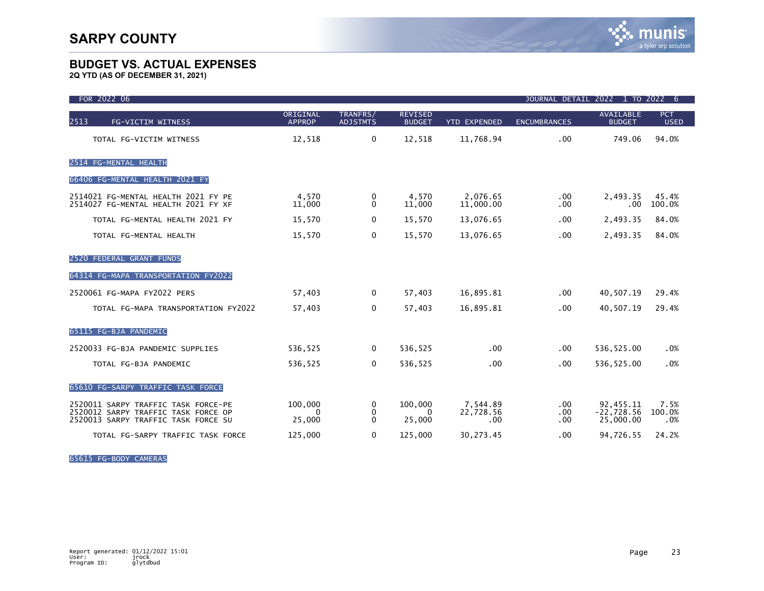# SARPY COUNTY

## BUDGET VS. ACTUAL EXPENSES

**2Q YTD (AS OF DECEMBER 31, 2021)**

FOR 2022 06 — JOURNAL DETAIL 2022 1 TO 2022 6

| 2513 FG-VICTIM WITNESS | ORIGINAL APPROP | TRANFRS/ ADJSTMTS | REVISED BUDGET | YTD EXPENDED | ENCUMBRANCES | AVAILABLE BUDGET | PCT USED |
|---|---|---|---|---|---|---|---|
| TOTAL FG-VICTIM WITNESS | 12,518 | 0 | 12,518 | 11,768.94 | .00 | 749.06 | 94.0% |
| **2514 FG-MENTAL HEALTH** | | | | | | | |
| **66406 FG-MENTAL HEALTH 2021 FY** | | | | | | | |
| 2514021 FG-MENTAL HEALTH 2021 FY PE | 4,570 | 0 | 4,570 | 2,076.65 | .00 | 2,493.35 | 45.4% |
| 2514027 FG-MENTAL HEALTH 2021 FY XF | 11,000 | 0 | 11,000 | 11,000.00 | .00 | .00 | 100.0% |
| TOTAL FG-MENTAL HEALTH 2021 FY | 15,570 | 0 | 15,570 | 13,076.65 | .00 | 2,493.35 | 84.0% |
| TOTAL FG-MENTAL HEALTH | 15,570 | 0 | 15,570 | 13,076.65 | .00 | 2,493.35 | 84.0% |
| **2520 FEDERAL GRANT FUNDS** | | | | | | | |
| **64314 FG-MAPA TRANSPORTATION FY2022** | | | | | | | |
| 2520061 FG-MAPA FY2022 PERS | 57,403 | 0 | 57,403 | 16,895.81 | .00 | 40,507.19 | 29.4% |
| TOTAL FG-MAPA TRANSPORTATION FY2022 | 57,403 | 0 | 57,403 | 16,895.81 | .00 | 40,507.19 | 29.4% |
| **65115 FG-BJA PANDEMIC** | | | | | | | |
| 2520033 FG-BJA PANDEMIC SUPPLIES | 536,525 | 0 | 536,525 | .00 | .00 | 536,525.00 | .0% |
| TOTAL FG-BJA PANDEMIC | 536,525 | 0 | 536,525 | .00 | .00 | 536,525.00 | .0% |
| **65610 FG-SARPY TRAFFIC TASK FORCE** | | | | | | | |
| 2520011 SARPY TRAFFIC TASK FORCE-PE | 100,000 | 0 | 100,000 | 7,544.89 | .00 | 92,455.11 | 7.5% |
| 2520012 SARPY TRAFFIC TASK FORCE OP | 0 | 0 | 0 | 22,728.56 | .00 | -22,728.56 | 100.0% |
| 2520013 SARPY TRAFFIC TASK FORCE SU | 25,000 | 0 | 25,000 | .00 | .00 | 25,000.00 | .0% |
| TOTAL FG-SARPY TRAFFIC TASK FORCE | 125,000 | 0 | 125,000 | 30,273.45 | .00 | 94,726.55 | 24.2% |
| **65615 FG-BODY CAMERAS** | | | | | | | |

Report generated: 01/12/2022 15:01
User: jrock
Program ID: glytdbud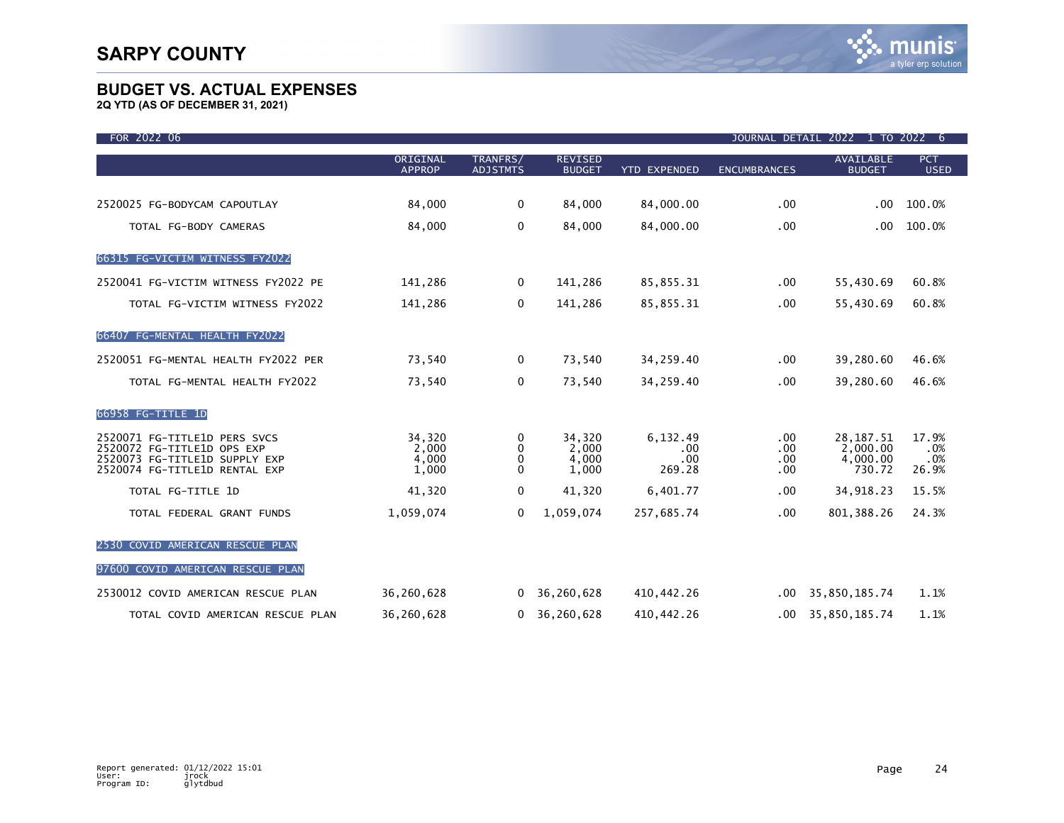# SARPY COUNTY

## BUDGET VS. ACTUAL EXPENSES

**2Q YTD (AS OF DECEMBER 31, 2021)**

FOR 2022 06 — JOURNAL DETAIL 2022 1 TO 2022 6

| | ORIGINAL APPROP | TRANFRS/ ADJSTMTS | REVISED BUDGET | YTD EXPENDED | ENCUMBRANCES | AVAILABLE BUDGET | PCT USED |
|---|---|---|---|---|---|---|---|
| 2520025 FG-BODYCAM CAPOUTLAY | 84,000 | 0 | 84,000 | 84,000.00 | .00 | .00 | 100.0% |
| TOTAL FG-BODY CAMERAS | 84,000 | 0 | 84,000 | 84,000.00 | .00 | .00 | 100.0% |
| **66315 FG-VICTIM WITNESS FY2022** | | | | | | | |
| 2520041 FG-VICTIM WITNESS FY2022 PE | 141,286 | 0 | 141,286 | 85,855.31 | .00 | 55,430.69 | 60.8% |
| TOTAL FG-VICTIM WITNESS FY2022 | 141,286 | 0 | 141,286 | 85,855.31 | .00 | 55,430.69 | 60.8% |
| **66407 FG-MENTAL HEALTH FY2022** | | | | | | | |
| 2520051 FG-MENTAL HEALTH FY2022 PER | 73,540 | 0 | 73,540 | 34,259.40 | .00 | 39,280.60 | 46.6% |
| TOTAL FG-MENTAL HEALTH FY2022 | 73,540 | 0 | 73,540 | 34,259.40 | .00 | 39,280.60 | 46.6% |
| **66958 FG-TITLE 1D** | | | | | | | |
| 2520071 FG-TITLE1D PERS SVCS | 34,320 | 0 | 34,320 | 6,132.49 | .00 | 28,187.51 | 17.9% |
| 2520072 FG-TITLE1D OPS EXP | 2,000 | 0 | 2,000 | .00 | .00 | 2,000.00 | .0% |
| 2520073 FG-TITLE1D SUPPLY EXP | 4,000 | 0 | 4,000 | .00 | .00 | 4,000.00 | .0% |
| 2520074 FG-TITLE1D RENTAL EXP | 1,000 | 0 | 1,000 | 269.28 | .00 | 730.72 | 26.9% |
| TOTAL FG-TITLE 1D | 41,320 | 0 | 41,320 | 6,401.77 | .00 | 34,918.23 | 15.5% |
| TOTAL FEDERAL GRANT FUNDS | 1,059,074 | 0 | 1,059,074 | 257,685.74 | .00 | 801,388.26 | 24.3% |
| **2530 COVID AMERICAN RESCUE PLAN** | | | | | | | |
| **97600 COVID AMERICAN RESCUE PLAN** | | | | | | | |
| 2530012 COVID AMERICAN RESCUE PLAN | 36,260,628 | 0 | 36,260,628 | 410,442.26 | .00 | 35,850,185.74 | 1.1% |
| TOTAL COVID AMERICAN RESCUE PLAN | 36,260,628 | 0 | 36,260,628 | 410,442.26 | .00 | 35,850,185.74 | 1.1% |

Report generated: 01/12/2022 15:01
User: jrock
Program ID: glytdbud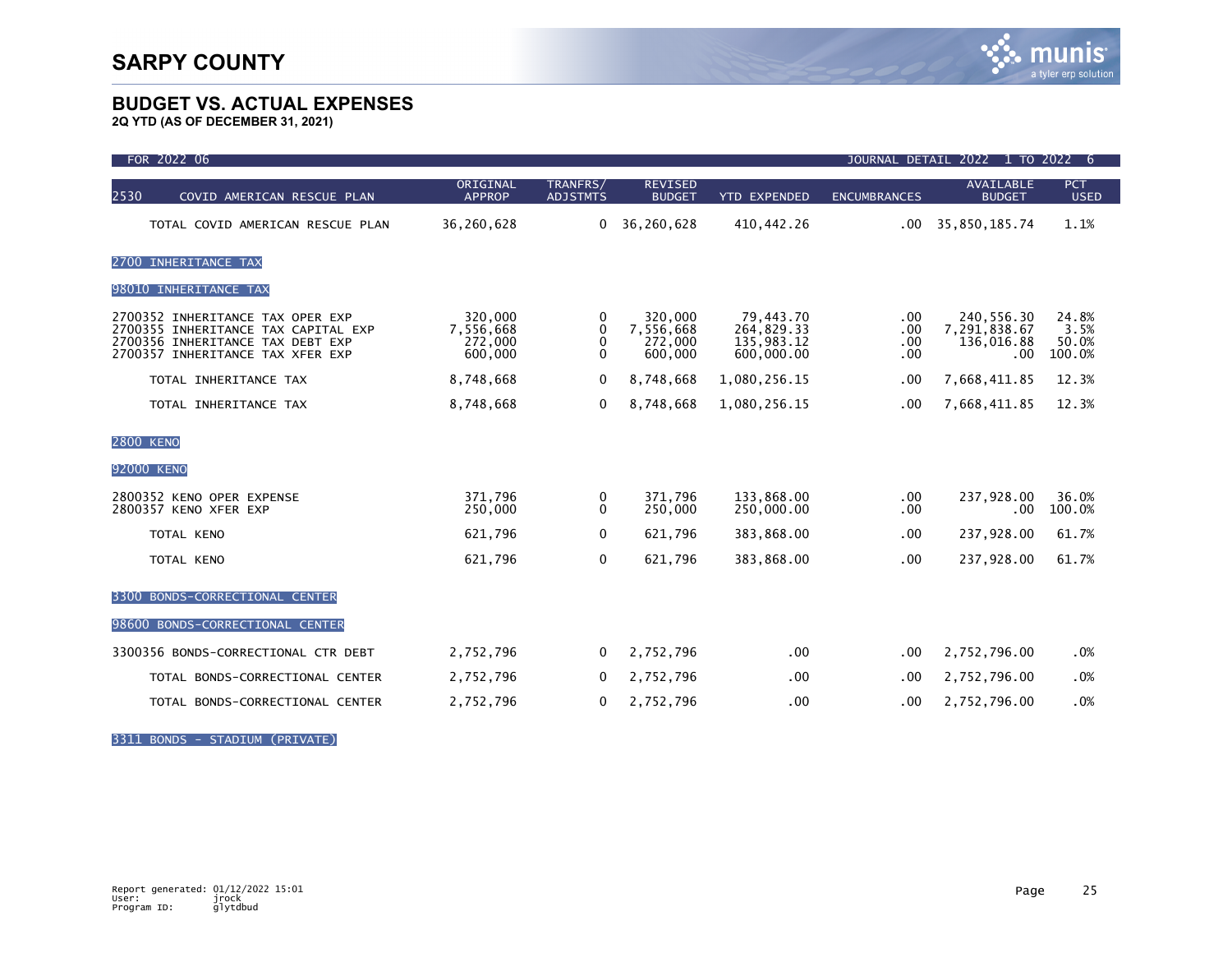# SARPY COUNTY

## BUDGET VS. ACTUAL EXPENSES

**2Q YTD (AS OF DECEMBER 31, 2021)**

FOR 2022 06 — JOURNAL DETAIL 2022 1 TO 2022 6

| 2530 COVID AMERICAN RESCUE PLAN | ORIGINAL APPROP | TRANFRS/ ADJSTMTS | REVISED BUDGET | YTD EXPENDED | ENCUMBRANCES | AVAILABLE BUDGET | PCT USED |
|---|---|---|---|---|---|---|---|
| TOTAL COVID AMERICAN RESCUE PLAN | 36,260,628 | 0 | 36,260,628 | 410,442.26 | .00 | 35,850,185.74 | 1.1% |
| **2700 INHERITANCE TAX** | | | | | | | |
| **98010 INHERITANCE TAX** | | | | | | | |
| 2700352 INHERITANCE TAX OPER EXP | 320,000 | 0 | 320,000 | 79,443.70 | .00 | 240,556.30 | 24.8% |
| 2700355 INHERITANCE TAX CAPITAL EXP | 7,556,668 | 0 | 7,556,668 | 264,829.33 | .00 | 7,291,838.67 | 3.5% |
| 2700356 INHERITANCE TAX DEBT EXP | 272,000 | 0 | 272,000 | 135,983.12 | .00 | 136,016.88 | 50.0% |
| 2700357 INHERITANCE TAX XFER EXP | 600,000 | 0 | 600,000 | 600,000.00 | .00 | .00 | 100.0% |
| TOTAL INHERITANCE TAX | 8,748,668 | 0 | 8,748,668 | 1,080,256.15 | .00 | 7,668,411.85 | 12.3% |
| TOTAL INHERITANCE TAX | 8,748,668 | 0 | 8,748,668 | 1,080,256.15 | .00 | 7,668,411.85 | 12.3% |
| **2800 KENO** | | | | | | | |
| **92000 KENO** | | | | | | | |
| 2800352 KENO OPER EXPENSE | 371,796 | 0 | 371,796 | 133,868.00 | .00 | 237,928.00 | 36.0% |
| 2800357 KENO XFER EXP | 250,000 | 0 | 250,000 | 250,000.00 | .00 | .00 | 100.0% |
| TOTAL KENO | 621,796 | 0 | 621,796 | 383,868.00 | .00 | 237,928.00 | 61.7% |
| TOTAL KENO | 621,796 | 0 | 621,796 | 383,868.00 | .00 | 237,928.00 | 61.7% |
| **3300 BONDS-CORRECTIONAL CENTER** | | | | | | | |
| **98600 BONDS-CORRECTIONAL CENTER** | | | | | | | |
| 3300356 BONDS-CORRECTIONAL CTR DEBT | 2,752,796 | 0 | 2,752,796 | .00 | .00 | 2,752,796.00 | .0% |
| TOTAL BONDS-CORRECTIONAL CENTER | 2,752,796 | 0 | 2,752,796 | .00 | .00 | 2,752,796.00 | .0% |
| TOTAL BONDS-CORRECTIONAL CENTER | 2,752,796 | 0 | 2,752,796 | .00 | .00 | 2,752,796.00 | .0% |
| **3311 BONDS - STADIUM (PRIVATE)** | | | | | | | |

Report generated: 01/12/2022 15:01
User: jrock
Program ID: glytdbud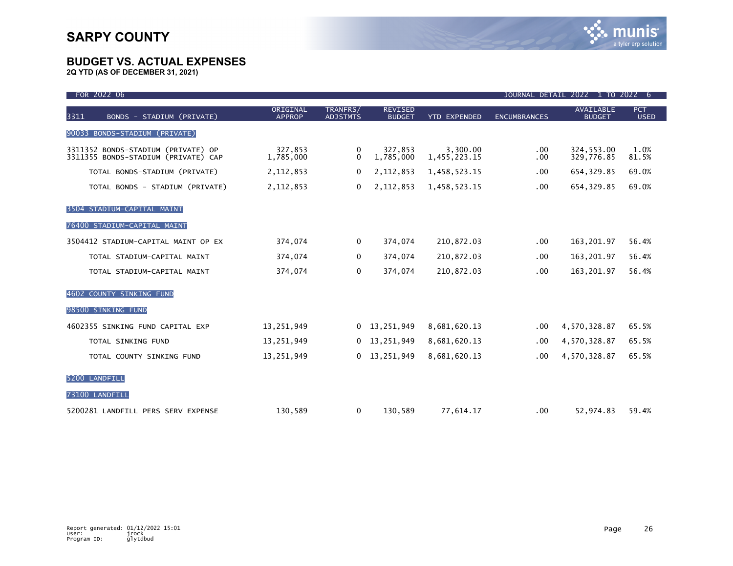# SARPY COUNTY

## BUDGET VS. ACTUAL EXPENSES

**2Q YTD (AS OF DECEMBER 31, 2021)**

FOR 2022 06 — JOURNAL DETAIL 2022 1 TO 2022 6

| 3311 BONDS - STADIUM (PRIVATE) | ORIGINAL APPROP | TRANFRS/ ADJSTMTS | REVISED BUDGET | YTD EXPENDED | ENCUMBRANCES | AVAILABLE BUDGET | PCT USED |
|---|---|---|---|---|---|---|---|
| 90033 BONDS-STADIUM (PRIVATE) | | | | | | | |
| 3311352 BONDS-STADIUM (PRIVATE) OP | 327,853 | 0 | 327,853 | 3,300.00 | .00 | 324,553.00 | 1.0% |
| 3311355 BONDS-STADIUM (PRIVATE) CAP | 1,785,000 | 0 | 1,785,000 | 1,455,223.15 | .00 | 329,776.85 | 81.5% |
| TOTAL BONDS-STADIUM (PRIVATE) | 2,112,853 | 0 | 2,112,853 | 1,458,523.15 | .00 | 654,329.85 | 69.0% |
| TOTAL BONDS - STADIUM (PRIVATE) | 2,112,853 | 0 | 2,112,853 | 1,458,523.15 | .00 | 654,329.85 | 69.0% |
| 3504 STADIUM-CAPITAL MAINT | | | | | | | |
| 76400 STADIUM-CAPITAL MAINT | | | | | | | |
| 3504412 STADIUM-CAPITAL MAINT OP EX | 374,074 | 0 | 374,074 | 210,872.03 | .00 | 163,201.97 | 56.4% |
| TOTAL STADIUM-CAPITAL MAINT | 374,074 | 0 | 374,074 | 210,872.03 | .00 | 163,201.97 | 56.4% |
| TOTAL STADIUM-CAPITAL MAINT | 374,074 | 0 | 374,074 | 210,872.03 | .00 | 163,201.97 | 56.4% |
| 4602 COUNTY SINKING FUND | | | | | | | |
| 98500 SINKING FUND | | | | | | | |
| 4602355 SINKING FUND CAPITAL EXP | 13,251,949 | 0 | 13,251,949 | 8,681,620.13 | .00 | 4,570,328.87 | 65.5% |
| TOTAL SINKING FUND | 13,251,949 | 0 | 13,251,949 | 8,681,620.13 | .00 | 4,570,328.87 | 65.5% |
| TOTAL COUNTY SINKING FUND | 13,251,949 | 0 | 13,251,949 | 8,681,620.13 | .00 | 4,570,328.87 | 65.5% |
| 5200 LANDFILL | | | | | | | |
| 73100 LANDFILL | | | | | | | |
| 5200281 LANDFILL PERS SERV EXPENSE | 130,589 | 0 | 130,589 | 77,614.17 | .00 | 52,974.83 | 59.4% |

Report generated: 01/12/2022 15:01
User: jrock
Program ID: glytdbud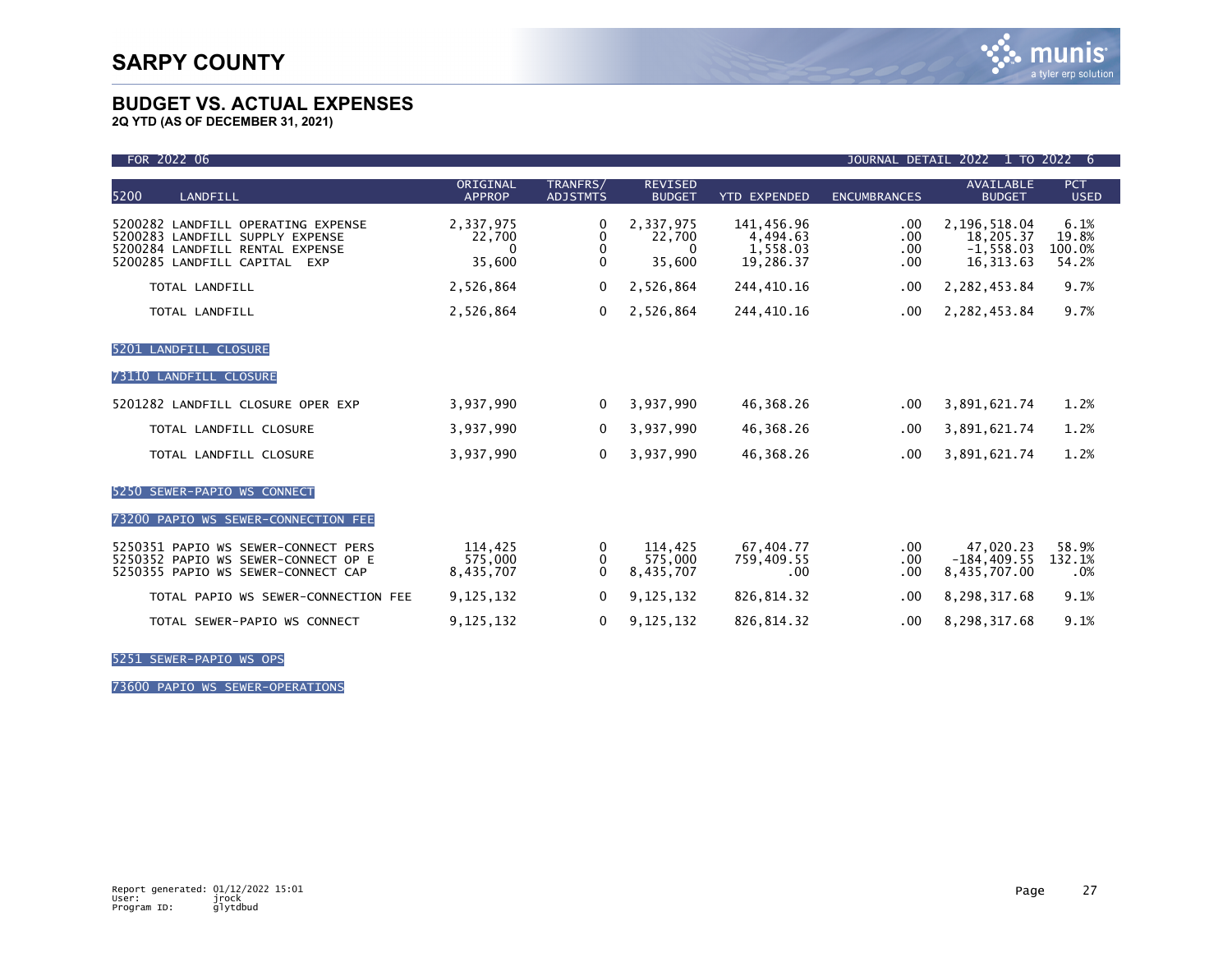# SARPY COUNTY

## BUDGET VS. ACTUAL EXPENSES

**2Q YTD (AS OF DECEMBER 31, 2021)**

FOR 2022 06 — JOURNAL DETAIL 2022 1 TO 2022 6

| 5200 LANDFILL | ORIGINAL APPROP | TRANFRS/ ADJSTMTS | REVISED BUDGET | YTD EXPENDED | ENCUMBRANCES | AVAILABLE BUDGET | PCT USED |
|---|---|---|---|---|---|---|---|
| 5200282 LANDFILL OPERATING EXPENSE | 2,337,975 | 0 | 2,337,975 | 141,456.96 | .00 | 2,196,518.04 | 6.1% |
| 5200283 LANDFILL SUPPLY EXPENSE | 22,700 | 0 | 22,700 | 4,494.63 | .00 | 18,205.37 | 19.8% |
| 5200284 LANDFILL RENTAL EXPENSE | 0 | 0 | 0 | 1,558.03 | .00 | -1,558.03 | 100.0% |
| 5200285 LANDFILL CAPITAL EXP | 35,600 | 0 | 35,600 | 19,286.37 | .00 | 16,313.63 | 54.2% |
| TOTAL LANDFILL | 2,526,864 | 0 | 2,526,864 | 244,410.16 | .00 | 2,282,453.84 | 9.7% |
| TOTAL LANDFILL | 2,526,864 | 0 | 2,526,864 | 244,410.16 | .00 | 2,282,453.84 | 9.7% |
| **5201 LANDFILL CLOSURE** | | | | | | | |
| **73110 LANDFILL CLOSURE** | | | | | | | |
| 5201282 LANDFILL CLOSURE OPER EXP | 3,937,990 | 0 | 3,937,990 | 46,368.26 | .00 | 3,891,621.74 | 1.2% |
| TOTAL LANDFILL CLOSURE | 3,937,990 | 0 | 3,937,990 | 46,368.26 | .00 | 3,891,621.74 | 1.2% |
| TOTAL LANDFILL CLOSURE | 3,937,990 | 0 | 3,937,990 | 46,368.26 | .00 | 3,891,621.74 | 1.2% |
| **5250 SEWER-PAPIO WS CONNECT** | | | | | | | |
| **73200 PAPIO WS SEWER-CONNECTION FEE** | | | | | | | |
| 5250351 PAPIO WS SEWER-CONNECT PERS | 114,425 | 0 | 114,425 | 67,404.77 | .00 | 47,020.23 | 58.9% |
| 5250352 PAPIO WS SEWER-CONNECT OP E | 575,000 | 0 | 575,000 | 759,409.55 | .00 | -184,409.55 | 132.1% |
| 5250355 PAPIO WS SEWER-CONNECT CAP | 8,435,707 | 0 | 8,435,707 | .00 | .00 | 8,435,707.00 | .0% |
| TOTAL PAPIO WS SEWER-CONNECTION FEE | 9,125,132 | 0 | 9,125,132 | 826,814.32 | .00 | 8,298,317.68 | 9.1% |
| TOTAL SEWER-PAPIO WS CONNECT | 9,125,132 | 0 | 9,125,132 | 826,814.32 | .00 | 8,298,317.68 | 9.1% |
| **5251 SEWER-PAPIO WS OPS** | | | | | | | |
| **73600 PAPIO WS SEWER-OPERATIONS** | | | | | | | |

Report generated: 01/12/2022 15:01
User: jrock
Program ID: glytdbud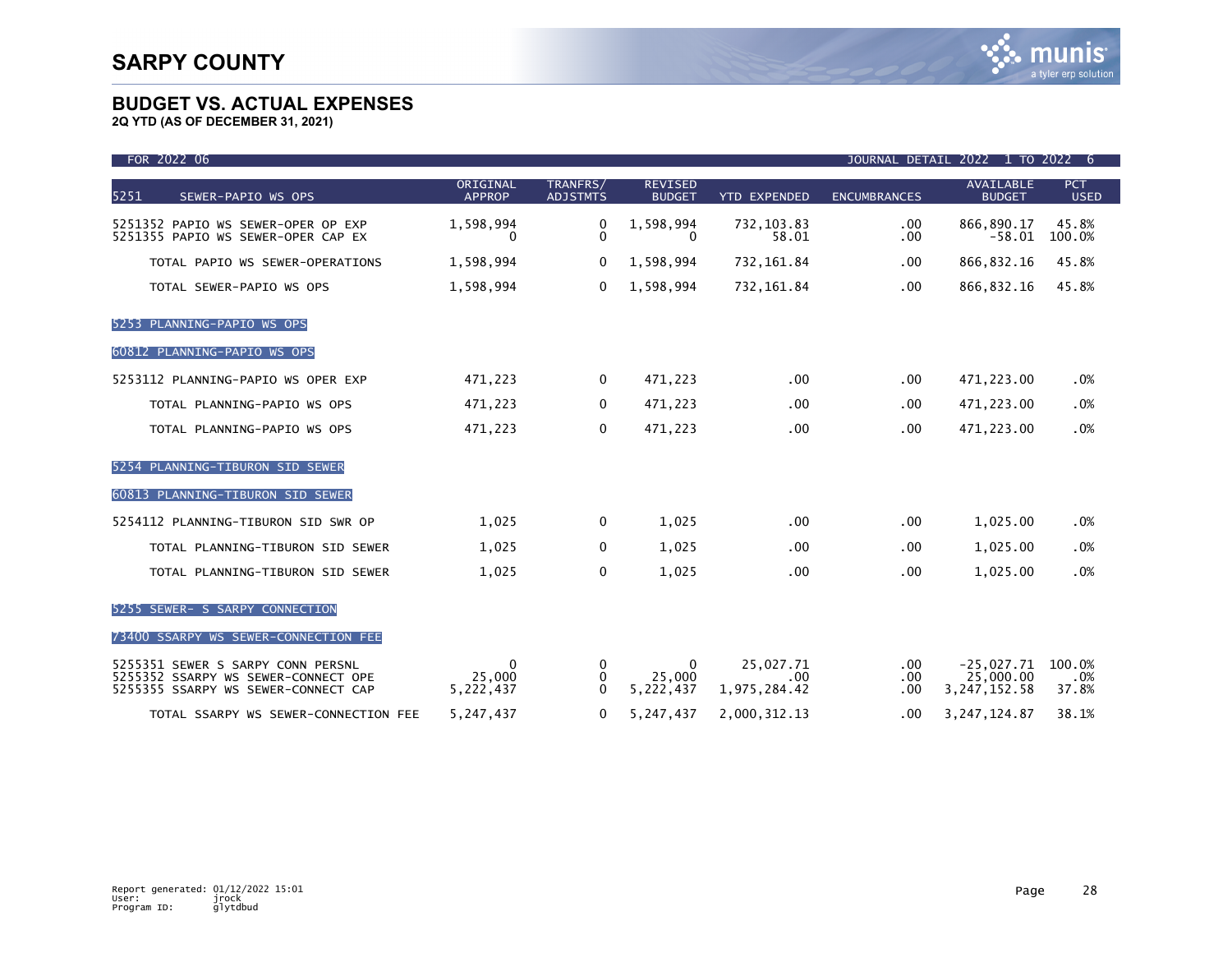# SARPY COUNTY

## BUDGET VS. ACTUAL EXPENSES

**2Q YTD (AS OF DECEMBER 31, 2021)**

FOR 2022 06 — JOURNAL DETAIL 2022 1 TO 2022 6

| 5251 SEWER-PAPIO WS OPS | ORIGINAL APPROP | TRANFRS/ ADJSTMTS | REVISED BUDGET | YTD EXPENDED | ENCUMBRANCES | AVAILABLE BUDGET | PCT USED |
|---|---|---|---|---|---|---|---|
| 5251352 PAPIO WS SEWER-OPER OP EXP | 1,598,994 | 0 | 1,598,994 | 732,103.83 | .00 | 866,890.17 | 45.8% |
| 5251355 PAPIO WS SEWER-OPER CAP EX | 0 | 0 | 0 | 58.01 | .00 | -58.01 | 100.0% |
| TOTAL PAPIO WS SEWER-OPERATIONS | 1,598,994 | 0 | 1,598,994 | 732,161.84 | .00 | 866,832.16 | 45.8% |
| TOTAL SEWER-PAPIO WS OPS | 1,598,994 | 0 | 1,598,994 | 732,161.84 | .00 | 866,832.16 | 45.8% |
| 5253 PLANNING-PAPIO WS OPS | | | | | | | |
| 60812 PLANNING-PAPIO WS OPS | | | | | | | |
| 5253112 PLANNING-PAPIO WS OPER EXP | 471,223 | 0 | 471,223 | .00 | .00 | 471,223.00 | .0% |
| TOTAL PLANNING-PAPIO WS OPS | 471,223 | 0 | 471,223 | .00 | .00 | 471,223.00 | .0% |
| TOTAL PLANNING-PAPIO WS OPS | 471,223 | 0 | 471,223 | .00 | .00 | 471,223.00 | .0% |
| 5254 PLANNING-TIBURON SID SEWER | | | | | | | |
| 60813 PLANNING-TIBURON SID SEWER | | | | | | | |
| 5254112 PLANNING-TIBURON SID SWR OP | 1,025 | 0 | 1,025 | .00 | .00 | 1,025.00 | .0% |
| TOTAL PLANNING-TIBURON SID SEWER | 1,025 | 0 | 1,025 | .00 | .00 | 1,025.00 | .0% |
| TOTAL PLANNING-TIBURON SID SEWER | 1,025 | 0 | 1,025 | .00 | .00 | 1,025.00 | .0% |
| 5255 SEWER- S SARPY CONNECTION | | | | | | | |
| 73400 SSARPY WS SEWER-CONNECTION FEE | | | | | | | |
| 5255351 SEWER S SARPY CONN PERSNL | 0 | 0 | 0 | 25,027.71 | .00 | -25,027.71 | 100.0% |
| 5255352 SSARPY WS SEWER-CONNECT OPE | 25,000 | 0 | 25,000 | .00 | .00 | 25,000.00 | .0% |
| 5255355 SSARPY WS SEWER-CONNECT CAP | 5,222,437 | 0 | 5,222,437 | 1,975,284.42 | .00 | 3,247,152.58 | 37.8% |
| TOTAL SSARPY WS SEWER-CONNECTION FEE | 5,247,437 | 0 | 5,247,437 | 2,000,312.13 | .00 | 3,247,124.87 | 38.1% |

Report generated: 01/12/2022 15:01
User: jrock
Program ID: glytdbud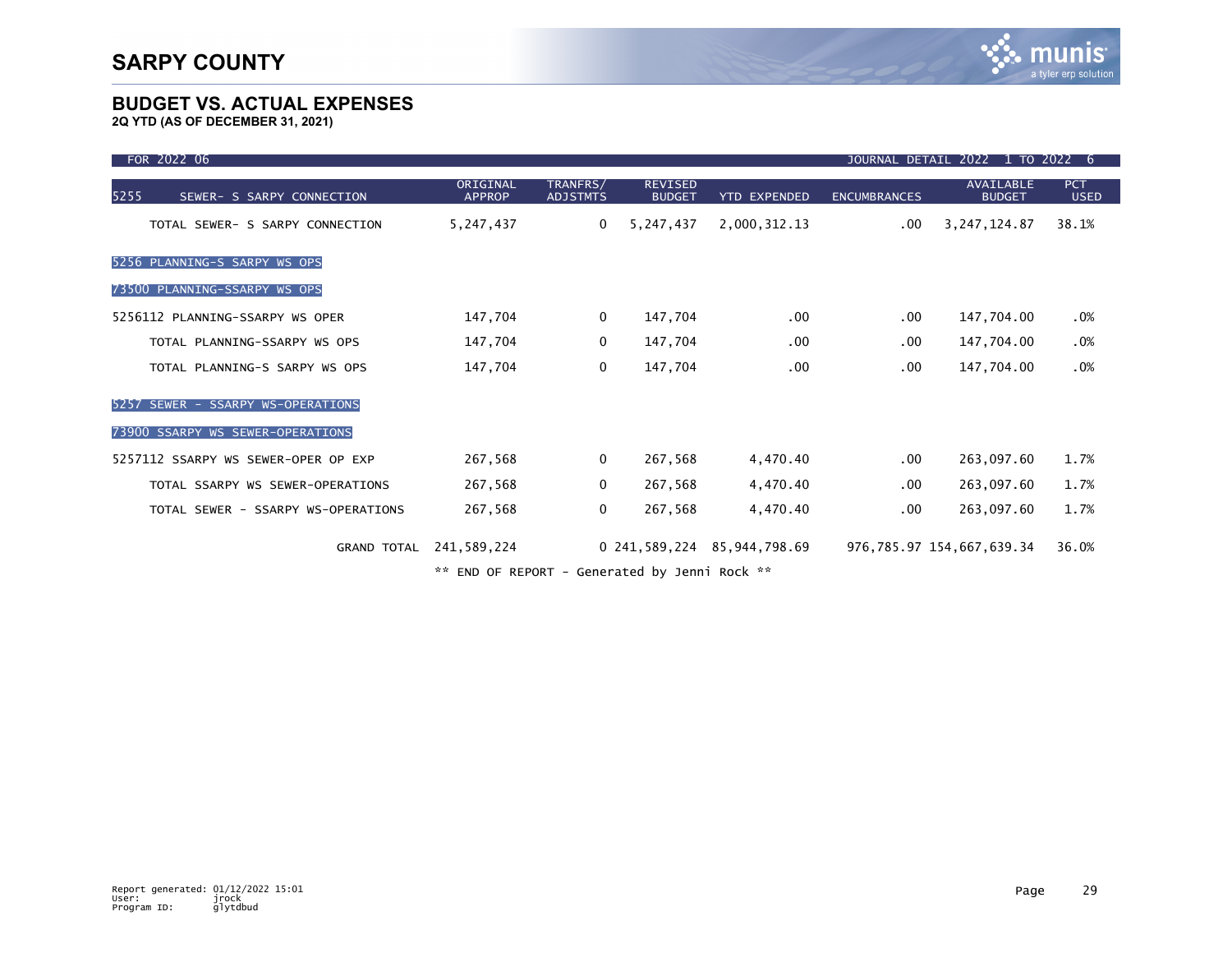# SARPY COUNTY

## BUDGET VS. ACTUAL EXPENSES

**2Q YTD (AS OF DECEMBER 31, 2021)**

FOR 2022 06 — JOURNAL DETAIL 2022 1 TO 2022 6

| 5255 SEWER- S SARPY CONNECTION | ORIGINAL APPROP | TRANFRS/ ADJSTMTS | REVISED BUDGET | YTD EXPENDED | ENCUMBRANCES | AVAILABLE BUDGET | PCT USED |
|---|---|---|---|---|---|---|---|
| TOTAL SEWER- S SARPY CONNECTION | 5,247,437 | 0 | 5,247,437 | 2,000,312.13 | .00 | 3,247,124.87 | 38.1% |
| 5256 PLANNING-S SARPY WS OPS | | | | | | | |
| 73500 PLANNING-SSARPY WS OPS | | | | | | | |
| 5256112 PLANNING-SSARPY WS OPER | 147,704 | 0 | 147,704 | .00 | .00 | 147,704.00 | .0% |
| TOTAL PLANNING-SSARPY WS OPS | 147,704 | 0 | 147,704 | .00 | .00 | 147,704.00 | .0% |
| TOTAL PLANNING-S SARPY WS OPS | 147,704 | 0 | 147,704 | .00 | .00 | 147,704.00 | .0% |
| 5257 SEWER - SSARPY WS-OPERATIONS | | | | | | | |
| 73900 SSARPY WS SEWER-OPERATIONS | | | | | | | |
| 5257112 SSARPY WS SEWER-OPER OP EXP | 267,568 | 0 | 267,568 | 4,470.40 | .00 | 263,097.60 | 1.7% |
| TOTAL SSARPY WS SEWER-OPERATIONS | 267,568 | 0 | 267,568 | 4,470.40 | .00 | 263,097.60 | 1.7% |
| TOTAL SEWER - SSARPY WS-OPERATIONS | 267,568 | 0 | 267,568 | 4,470.40 | .00 | 263,097.60 | 1.7% |
| GRAND TOTAL | 241,589,224 | 0 | 241,589,224 | 85,944,798.69 | 976,785.97 | 154,667,639.34 | 36.0% |

** END OF REPORT - Generated by Jenni Rock **

Report generated: 01/12/2022 15:01
User: jrock
Program ID: glytdbud